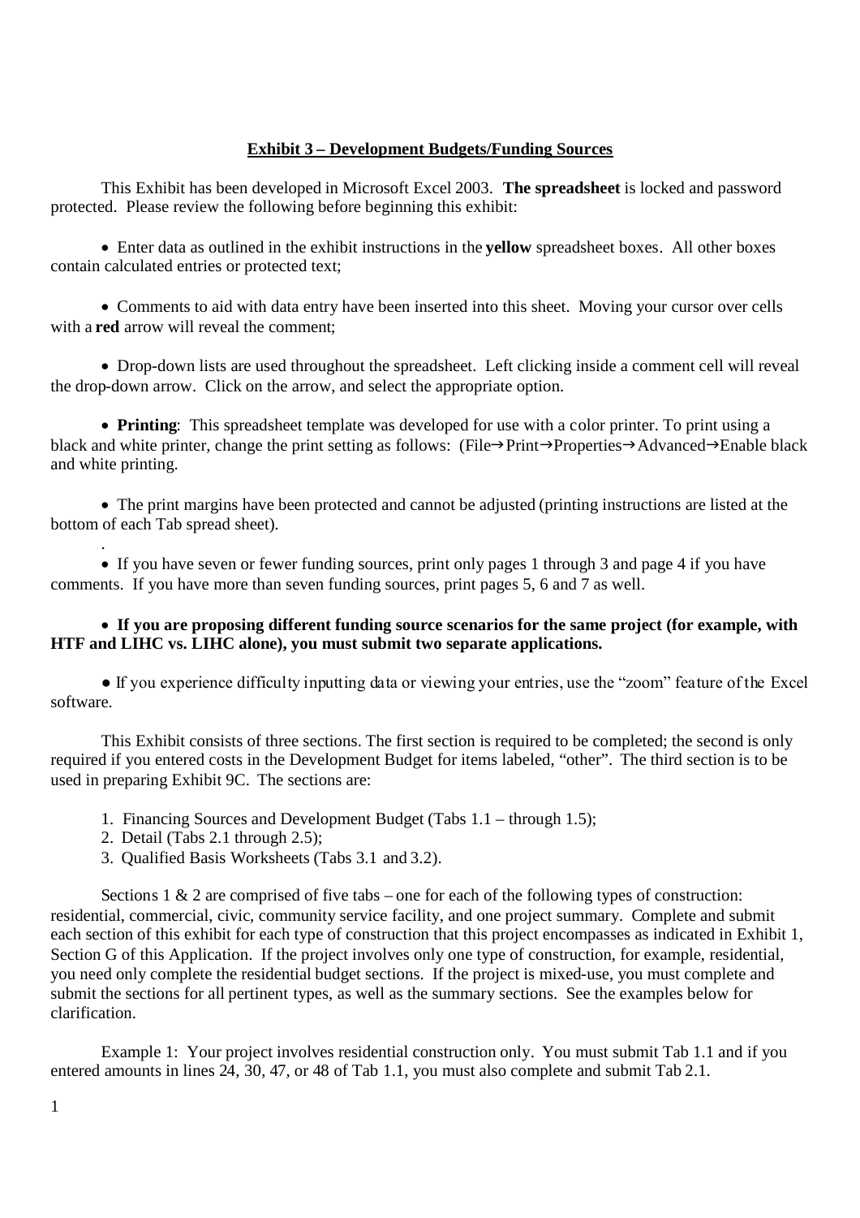## Exhibit 3 – Development Budgets/Funding Sources

This Exhibit has been developed in Microsoft Excel 2003. **The spreadsheet** is locked and password protected. Please review the following before beginning this exhibit:

- Enter data as outlined in the exhibit instructions in the **yellow** spreadsheet boxes. All other boxes contain calculated entries or protected text;

- Comments to aid with data entry have been inserted into this sheet. Moving your cursor over cells with a **red** arrow will reveal the comment;

- Drop-down lists are used throughout the spreadsheet. Left clicking inside a comment cell will reveal the drop-down arrow. Click on the arrow, and select the appropriate option.

- **Printing**: This spreadsheet template was developed for use with a color printer. To print using a black and white printer, change the print setting as follows: (File→Print→Properties→Advanced→Enable black and white printing.

- The print margins have been protected and cannot be adjusted (printing instructions are listed at the bottom of each Tab spread sheet).

.

- If you have seven or fewer funding sources, print only pages 1 through 3 and page 4 if you have comments. If you have more than seven funding sources, print pages 5, 6 and 7 as well.

- **If you are proposing different funding source scenarios for the same project (for example, with HTF and LIHC vs. LIHC alone), you must submit two separate applications.**

- If you experience difficulty inputting data or viewing your entries, use the "zoom" feature of the Excel software.

This Exhibit consists of three sections. The first section is required to be completed; the second is only required if you entered costs in the Development Budget for items labeled, "other". The third section is to be used in preparing Exhibit 9C. The sections are:

1. Financing Sources and Development Budget (Tabs 1.1 – through 1.5);
2. Detail (Tabs 2.1 through 2.5);
3. Qualified Basis Worksheets (Tabs 3.1 and 3.2).

Sections 1 & 2 are comprised of five tabs – one for each of the following types of construction: residential, commercial, civic, community service facility, and one project summary. Complete and submit each section of this exhibit for each type of construction that this project encompasses as indicated in Exhibit 1, Section G of this Application. If the project involves only one type of construction, for example, residential, you need only complete the residential budget sections. If the project is mixed-use, you must complete and submit the sections for all pertinent types, as well as the summary sections. See the examples below for clarification.

Example 1: Your project involves residential construction only. You must submit Tab 1.1 and if you entered amounts in lines 24, 30, 47, or 48 of Tab 1.1, you must also complete and submit Tab 2.1.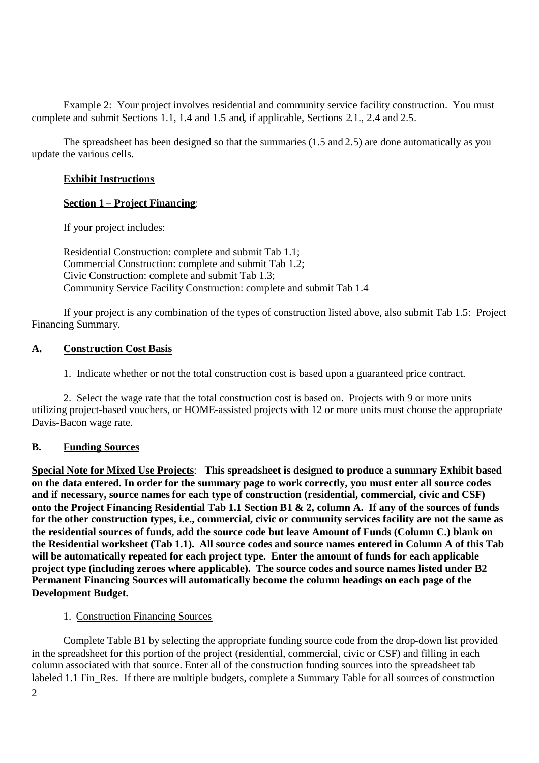Example 2: Your project involves residential and community service facility construction. You must complete and submit Sections 1.1, 1.4 and 1.5 and, if applicable, Sections 2.1., 2.4 and 2.5.

The spreadsheet has been designed so that the summaries (1.5 and 2.5) are done automatically as you update the various cells.

**Exhibit Instructions**

**Section 1 – Project Financing**:

If your project includes:

Residential Construction: complete and submit Tab 1.1;
Commercial Construction: complete and submit Tab 1.2;
Civic Construction: complete and submit Tab 1.3;
Community Service Facility Construction: complete and submit Tab 1.4

If your project is any combination of the types of construction listed above, also submit Tab 1.5: Project Financing Summary.

## A. Construction Cost Basis

1. Indicate whether or not the total construction cost is based upon a guaranteed price contract.

2. Select the wage rate that the total construction cost is based on. Projects with 9 or more units utilizing project-based vouchers, or HOME-assisted projects with 12 or more units must choose the appropriate Davis-Bacon wage rate.

## B. Funding Sources

**Special Note for Mixed Use Projects**: **This spreadsheet is designed to produce a summary Exhibit based on the data entered. In order for the summary page to work correctly, you must enter all source codes and if necessary, source names for each type of construction (residential, commercial, civic and CSF) onto the Project Financing Residential Tab 1.1 Section B1 & 2, column A. If any of the sources of funds for the other construction types, i.e., commercial, civic or community services facility are not the same as the residential sources of funds, add the source code but leave Amount of Funds (Column C.) blank on the Residential worksheet (Tab 1.1). All source codes and source names entered in Column A of this Tab will be automatically repeated for each project type. Enter the amount of funds for each applicable project type (including zeroes where applicable). The source codes and source names listed under B2 Permanent Financing Sources will automatically become the column headings on each page of the Development Budget.**

1. Construction Financing Sources

Complete Table B1 by selecting the appropriate funding source code from the drop-down list provided in the spreadsheet for this portion of the project (residential, commercial, civic or CSF) and filling in each column associated with that source. Enter all of the construction funding sources into the spreadsheet tab labeled 1.1 Fin_Res. If there are multiple budgets, complete a Summary Table for all sources of construction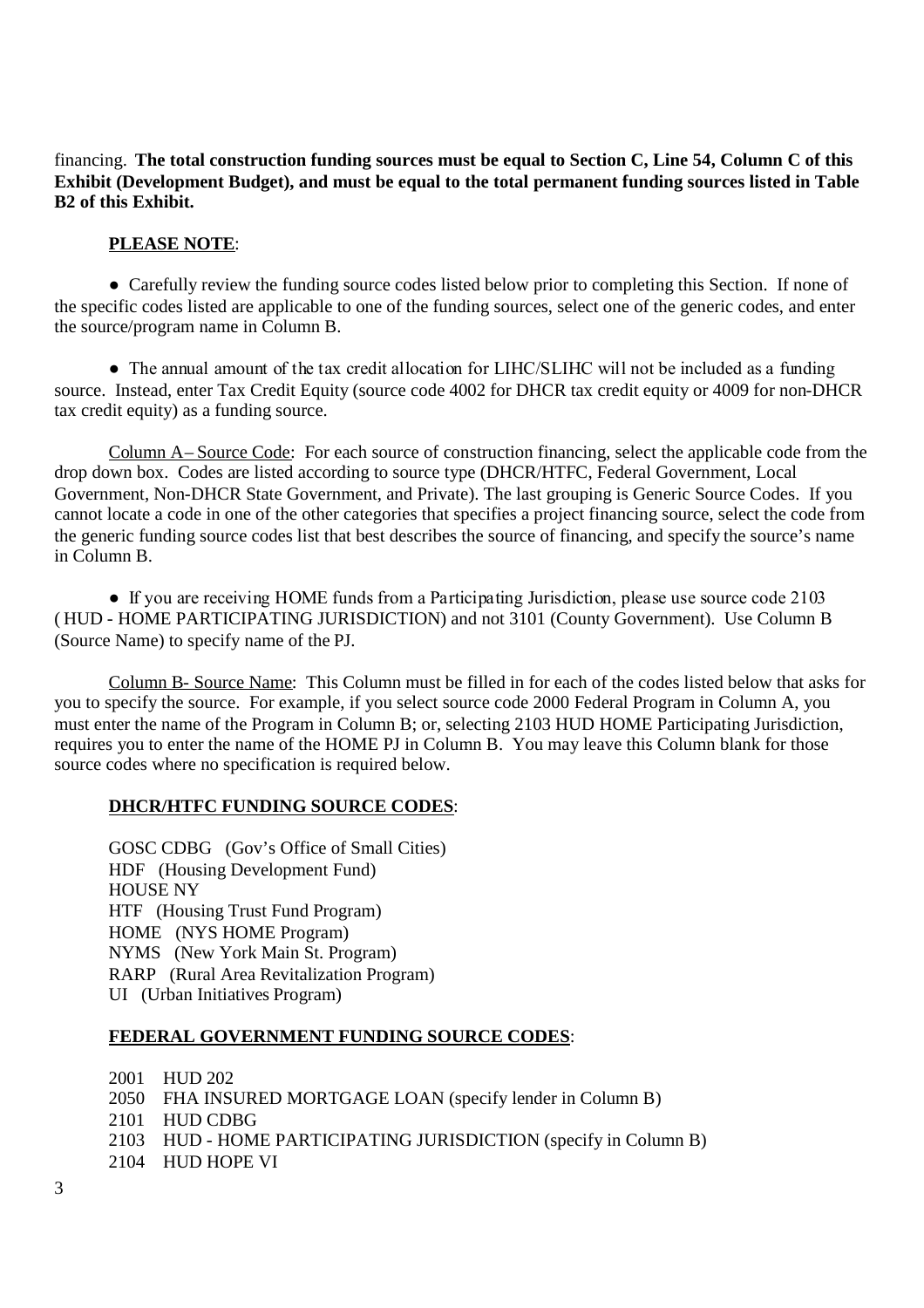financing. **The total construction funding sources must be equal to Section C, Line 54, Column C of this Exhibit (Development Budget), and must be equal to the total permanent funding sources listed in Table B2 of this Exhibit.**

**PLEASE NOTE**:

● Carefully review the funding source codes listed below prior to completing this Section. If none of the specific codes listed are applicable to one of the funding sources, select one of the generic codes, and enter the source/program name in Column B.

● The annual amount of the tax credit allocation for LIHC/SLIHC will not be included as a funding source. Instead, enter Tax Credit Equity (source code 4002 for DHCR tax credit equity or 4009 for non-DHCR tax credit equity) as a funding source.

Column A– Source Code: For each source of construction financing, select the applicable code from the drop down box. Codes are listed according to source type (DHCR/HTFC, Federal Government, Local Government, Non-DHCR State Government, and Private). The last grouping is Generic Source Codes. If you cannot locate a code in one of the other categories that specifies a project financing source, select the code from the generic funding source codes list that best describes the source of financing, and specify the source's name in Column B.

● If you are receiving HOME funds from a Participating Jurisdiction, please use source code 2103 ( HUD - HOME PARTICIPATING JURISDICTION) and not 3101 (County Government). Use Column B (Source Name) to specify name of the PJ.

Column B- Source Name: This Column must be filled in for each of the codes listed below that asks for you to specify the source. For example, if you select source code 2000 Federal Program in Column A, you must enter the name of the Program in Column B; or, selecting 2103 HUD HOME Participating Jurisdiction, requires you to enter the name of the HOME PJ in Column B. You may leave this Column blank for those source codes where no specification is required below.

**DHCR/HTFC FUNDING SOURCE CODES**:

GOSC CDBG (Gov's Office of Small Cities)
HDF (Housing Development Fund)
HOUSE NY
HTF (Housing Trust Fund Program)
HOME (NYS HOME Program)
NYMS (New York Main St. Program)
RARP (Rural Area Revitalization Program)
UI (Urban Initiatives Program)

**FEDERAL GOVERNMENT FUNDING SOURCE CODES**:

2001 HUD 202
2050 FHA INSURED MORTGAGE LOAN (specify lender in Column B)
2101 HUD CDBG
2103 HUD - HOME PARTICIPATING JURISDICTION (specify in Column B)
2104 HUD HOPE VI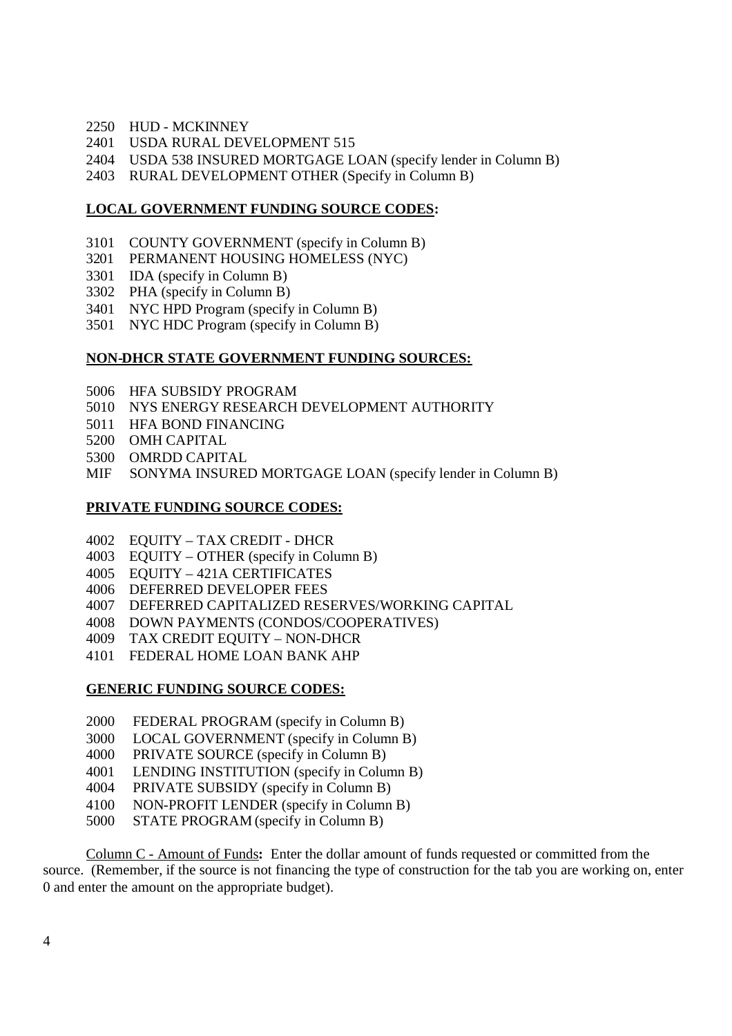2250 HUD - MCKINNEY
2401 USDA RURAL DEVELOPMENT 515
2404 USDA 538 INSURED MORTGAGE LOAN (specify lender in Column B)
2403 RURAL DEVELOPMENT OTHER (Specify in Column B)

**LOCAL GOVERNMENT FUNDING SOURCE CODES:**

3101 COUNTY GOVERNMENT (specify in Column B)
3201 PERMANENT HOUSING HOMELESS (NYC)
3301 IDA (specify in Column B)
3302 PHA (specify in Column B)
3401 NYC HPD Program (specify in Column B)
3501 NYC HDC Program (specify in Column B)

**NON-DHCR STATE GOVERNMENT FUNDING SOURCES:**

5006 HFA SUBSIDY PROGRAM
5010 NYS ENERGY RESEARCH DEVELOPMENT AUTHORITY
5011 HFA BOND FINANCING
5200 OMH CAPITAL
5300 OMRDD CAPITAL
MIF SONYMA INSURED MORTGAGE LOAN (specify lender in Column B)

**PRIVATE FUNDING SOURCE CODES:**

4002 EQUITY – TAX CREDIT - DHCR
4003 EQUITY – OTHER (specify in Column B)
4005 EQUITY – 421A CERTIFICATES
4006 DEFERRED DEVELOPER FEES
4007 DEFERRED CAPITALIZED RESERVES/WORKING CAPITAL
4008 DOWN PAYMENTS (CONDOS/COOPERATIVES)
4009 TAX CREDIT EQUITY – NON-DHCR
4101 FEDERAL HOME LOAN BANK AHP

**GENERIC FUNDING SOURCE CODES:**

2000 FEDERAL PROGRAM (specify in Column B)
3000 LOCAL GOVERNMENT (specify in Column B)
4000 PRIVATE SOURCE (specify in Column B)
4001 LENDING INSTITUTION (specify in Column B)
4004 PRIVATE SUBSIDY (specify in Column B)
4100 NON-PROFIT LENDER (specify in Column B)
5000 STATE PROGRAM (specify in Column B)

Column C - Amount of Funds**:** Enter the dollar amount of funds requested or committed from the source. (Remember, if the source is not financing the type of construction for the tab you are working on, enter 0 and enter the amount on the appropriate budget).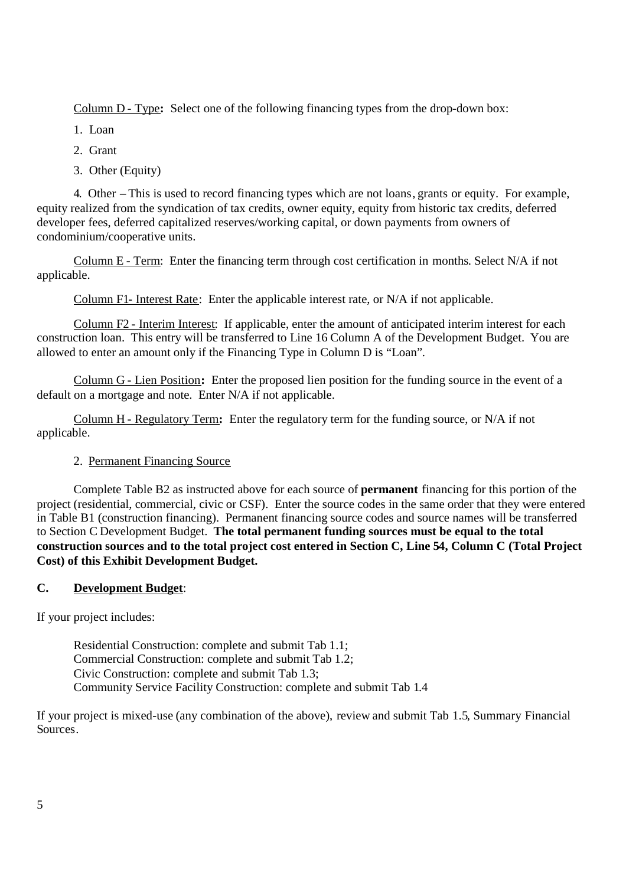Column D - Type**:** Select one of the following financing types from the drop-down box:

1. Loan
2. Grant
3. Other (Equity)

4. Other – This is used to record financing types which are not loans, grants or equity. For example, equity realized from the syndication of tax credits, owner equity, equity from historic tax credits, deferred developer fees, deferred capitalized reserves/working capital, or down payments from owners of condominium/cooperative units.

Column E - Term: Enter the financing term through cost certification in months. Select N/A if not applicable.

Column F1- Interest Rate: Enter the applicable interest rate, or N/A if not applicable.

Column F2 - Interim Interest: If applicable, enter the amount of anticipated interim interest for each construction loan. This entry will be transferred to Line 16 Column A of the Development Budget. You are allowed to enter an amount only if the Financing Type in Column D is "Loan".

Column G - Lien Position**:** Enter the proposed lien position for the funding source in the event of a default on a mortgage and note. Enter N/A if not applicable.

Column H - Regulatory Term**:** Enter the regulatory term for the funding source, or N/A if not applicable.

2. Permanent Financing Source

Complete Table B2 as instructed above for each source of **permanent** financing for this portion of the project (residential, commercial, civic or CSF). Enter the source codes in the same order that they were entered in Table B1 (construction financing). Permanent financing source codes and source names will be transferred to Section C Development Budget. **The total permanent funding sources must be equal to the total construction sources and to the total project cost entered in Section C, Line 54, Column C (Total Project Cost) of this Exhibit Development Budget.**

**C. Development Budget**:

If your project includes:

Residential Construction: complete and submit Tab 1.1;
Commercial Construction: complete and submit Tab 1.2;
Civic Construction: complete and submit Tab 1.3;
Community Service Facility Construction: complete and submit Tab 1.4

If your project is mixed-use (any combination of the above), review and submit Tab 1.5, Summary Financial Sources.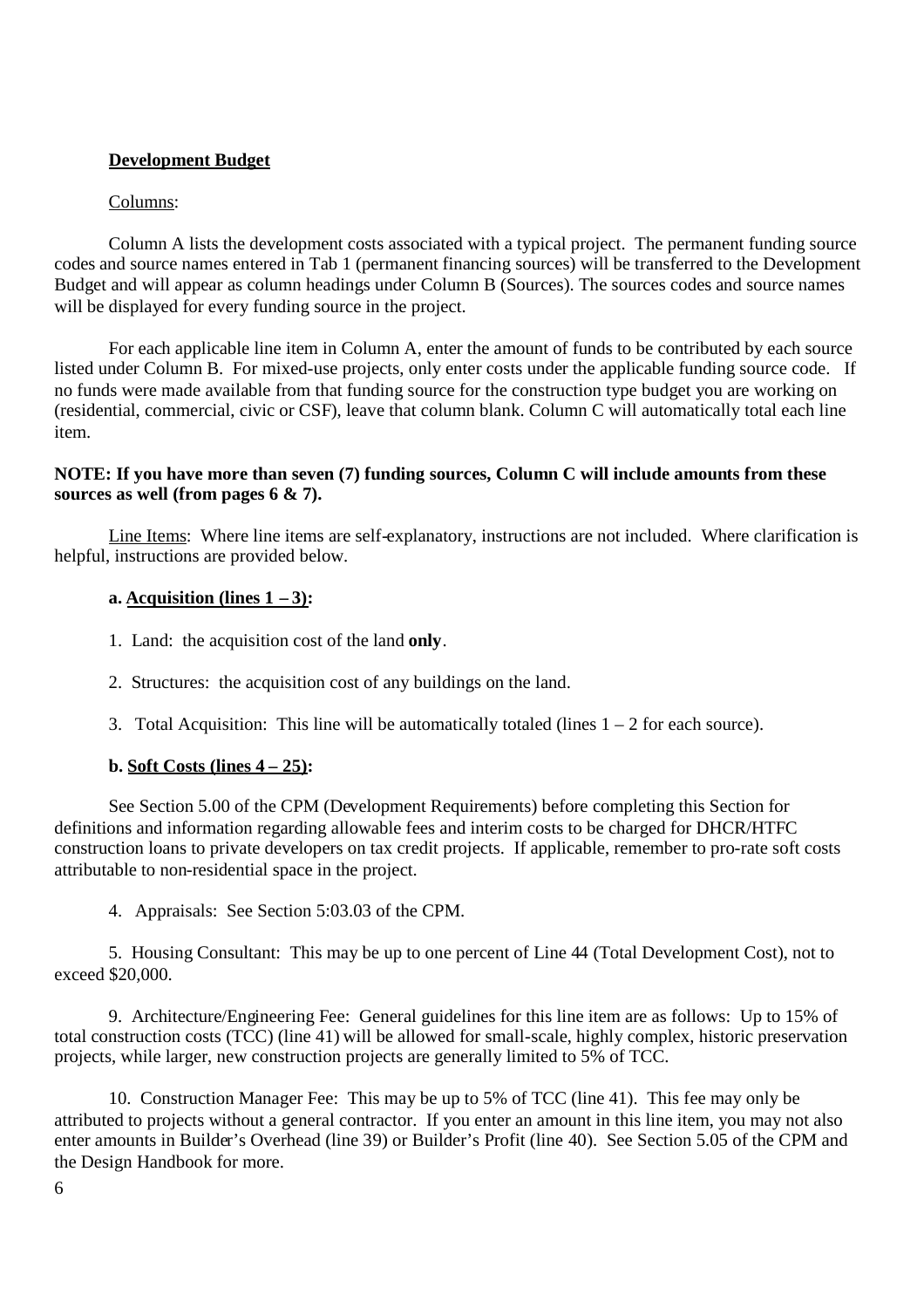**Development Budget**

Columns:

Column A lists the development costs associated with a typical project. The permanent funding source codes and source names entered in Tab 1 (permanent financing sources) will be transferred to the Development Budget and will appear as column headings under Column B (Sources). The sources codes and source names will be displayed for every funding source in the project.

For each applicable line item in Column A, enter the amount of funds to be contributed by each source listed under Column B. For mixed-use projects, only enter costs under the applicable funding source code. If no funds were made available from that funding source for the construction type budget you are working on (residential, commercial, civic or CSF), leave that column blank. Column C will automatically total each line item.

**NOTE: If you have more than seven (7) funding sources, Column C will include amounts from these sources as well (from pages 6 & 7).**

Line Items: Where line items are self-explanatory, instructions are not included. Where clarification is helpful, instructions are provided below.

**a. Acquisition (lines 1 – 3):**

1. Land: the acquisition cost of the land **only**.

2. Structures: the acquisition cost of any buildings on the land.

3. Total Acquisition: This line will be automatically totaled (lines 1 – 2 for each source).

**b. Soft Costs (lines 4 – 25):**

See Section 5.00 of the CPM (Development Requirements) before completing this Section for definitions and information regarding allowable fees and interim costs to be charged for DHCR/HTFC construction loans to private developers on tax credit projects. If applicable, remember to pro-rate soft costs attributable to non-residential space in the project.

4. Appraisals: See Section 5:03.03 of the CPM.

5. Housing Consultant: This may be up to one percent of Line 44 (Total Development Cost), not to exceed $20,000.

9. Architecture/Engineering Fee: General guidelines for this line item are as follows: Up to 15% of total construction costs (TCC) (line 41) will be allowed for small-scale, highly complex, historic preservation projects, while larger, new construction projects are generally limited to 5% of TCC.

10. Construction Manager Fee: This may be up to 5% of TCC (line 41). This fee may only be attributed to projects without a general contractor. If you enter an amount in this line item, you may not also enter amounts in Builder's Overhead (line 39) or Builder's Profit (line 40). See Section 5.05 of the CPM and the Design Handbook for more.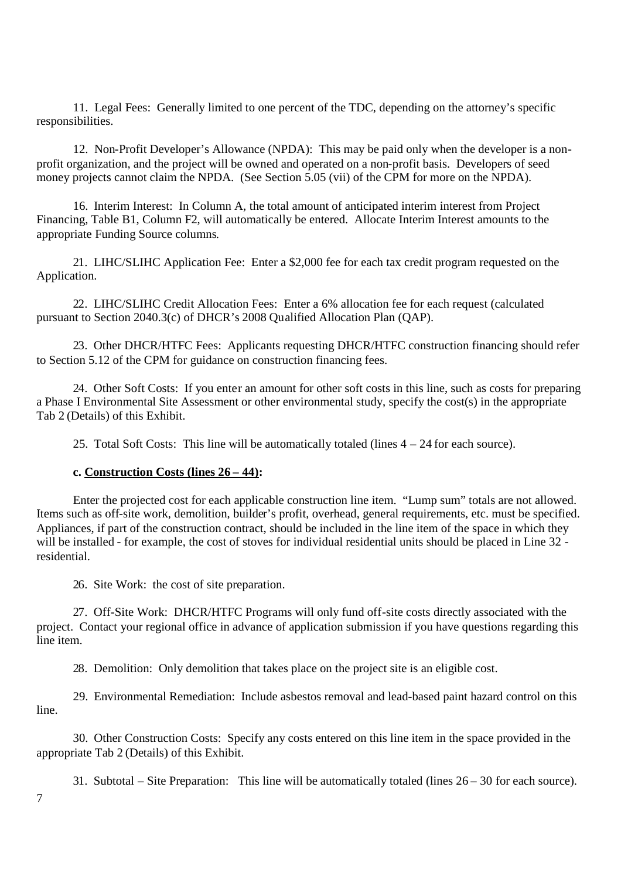11. Legal Fees: Generally limited to one percent of the TDC, depending on the attorney's specific responsibilities.

12. Non-Profit Developer's Allowance (NPDA): This may be paid only when the developer is a non-profit organization, and the project will be owned and operated on a non-profit basis. Developers of seed money projects cannot claim the NPDA. (See Section 5.05 (vii) of the CPM for more on the NPDA).

16. Interim Interest: In Column A, the total amount of anticipated interim interest from Project Financing, Table B1, Column F2, will automatically be entered. Allocate Interim Interest amounts to the appropriate Funding Source columns.

21. LIHC/SLIHC Application Fee: Enter a $2,000 fee for each tax credit program requested on the Application.

22. LIHC/SLIHC Credit Allocation Fees: Enter a 6% allocation fee for each request (calculated pursuant to Section 2040.3(c) of DHCR's 2008 Qualified Allocation Plan (QAP).

23. Other DHCR/HTFC Fees: Applicants requesting DHCR/HTFC construction financing should refer to Section 5.12 of the CPM for guidance on construction financing fees.

24. Other Soft Costs: If you enter an amount for other soft costs in this line, such as costs for preparing a Phase I Environmental Site Assessment or other environmental study, specify the cost(s) in the appropriate Tab 2 (Details) of this Exhibit.

25. Total Soft Costs: This line will be automatically totaled (lines 4 – 24 for each source).

**c. <u>Construction Costs (lines 26 – 44)</u>:**

Enter the projected cost for each applicable construction line item. "Lump sum" totals are not allowed. Items such as off-site work, demolition, builder's profit, overhead, general requirements, etc. must be specified. Appliances, if part of the construction contract, should be included in the line item of the space in which they will be installed - for example, the cost of stoves for individual residential units should be placed in Line 32 - residential.

26. Site Work: the cost of site preparation.

27. Off-Site Work: DHCR/HTFC Programs will only fund off-site costs directly associated with the project. Contact your regional office in advance of application submission if you have questions regarding this line item.

28. Demolition: Only demolition that takes place on the project site is an eligible cost.

29. Environmental Remediation: Include asbestos removal and lead-based paint hazard control on this line.

30. Other Construction Costs: Specify any costs entered on this line item in the space provided in the appropriate Tab 2 (Details) of this Exhibit.

31. Subtotal – Site Preparation: This line will be automatically totaled (lines 26 – 30 for each source).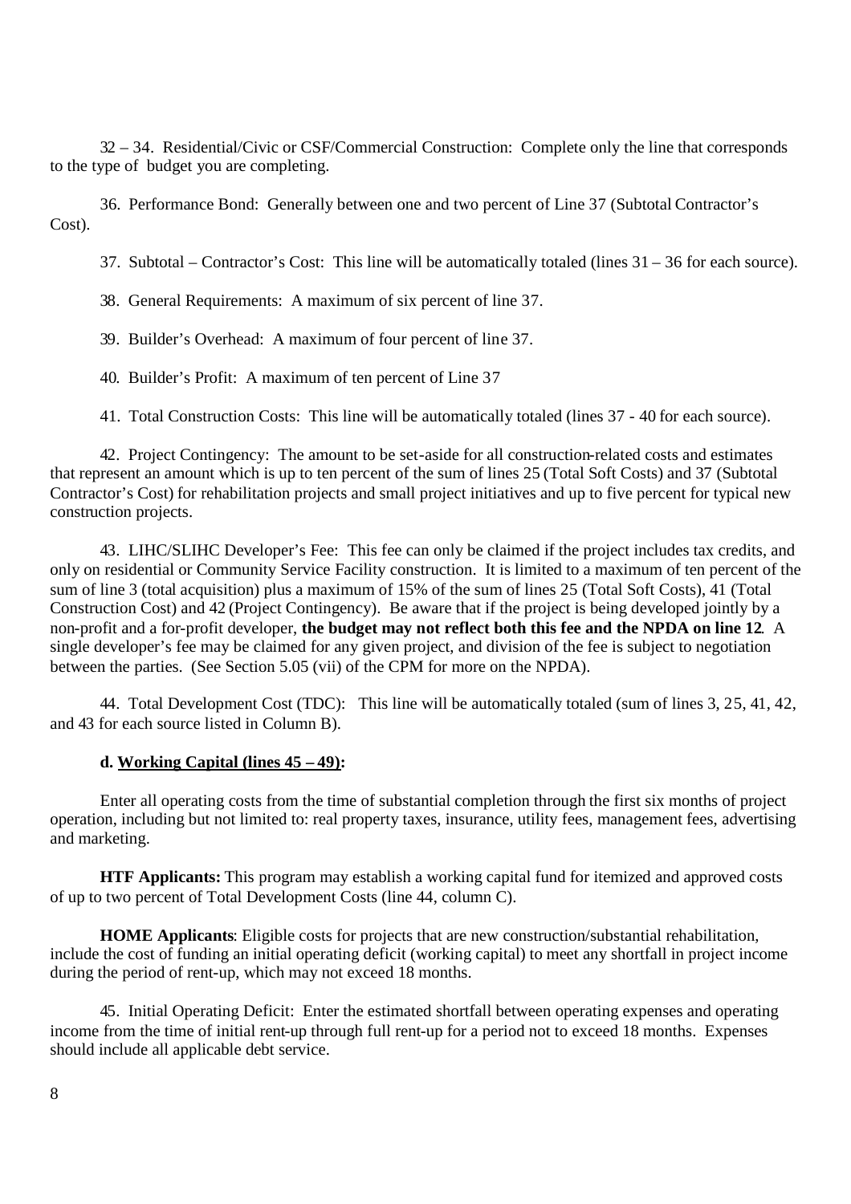32 – 34. Residential/Civic or CSF/Commercial Construction: Complete only the line that corresponds to the type of budget you are completing.

36. Performance Bond: Generally between one and two percent of Line 37 (Subtotal Contractor's Cost).

37. Subtotal – Contractor's Cost: This line will be automatically totaled (lines 31 – 36 for each source).

38. General Requirements: A maximum of six percent of line 37.

39. Builder's Overhead: A maximum of four percent of line 37.

40. Builder's Profit: A maximum of ten percent of Line 37

41. Total Construction Costs: This line will be automatically totaled (lines 37 - 40 for each source).

42. Project Contingency: The amount to be set-aside for all construction-related costs and estimates that represent an amount which is up to ten percent of the sum of lines 25 (Total Soft Costs) and 37 (Subtotal Contractor's Cost) for rehabilitation projects and small project initiatives and up to five percent for typical new construction projects.

43. LIHC/SLIHC Developer's Fee: This fee can only be claimed if the project includes tax credits, and only on residential or Community Service Facility construction. It is limited to a maximum of ten percent of the sum of line 3 (total acquisition) plus a maximum of 15% of the sum of lines 25 (Total Soft Costs), 41 (Total Construction Cost) and 42 (Project Contingency). Be aware that if the project is being developed jointly by a non-profit and a for-profit developer, **the budget may not reflect both this fee and the NPDA on line 12**. A single developer's fee may be claimed for any given project, and division of the fee is subject to negotiation between the parties. (See Section 5.05 (vii) of the CPM for more on the NPDA).

44. Total Development Cost (TDC): This line will be automatically totaled (sum of lines 3, 25, 41, 42, and 43 for each source listed in Column B).

**d. <u>Working Capital (lines 45 – 49)</u>:**

Enter all operating costs from the time of substantial completion through the first six months of project operation, including but not limited to: real property taxes, insurance, utility fees, management fees, advertising and marketing.

**HTF Applicants:** This program may establish a working capital fund for itemized and approved costs of up to two percent of Total Development Costs (line 44, column C).

**HOME Applicants**: Eligible costs for projects that are new construction/substantial rehabilitation, include the cost of funding an initial operating deficit (working capital) to meet any shortfall in project income during the period of rent-up, which may not exceed 18 months.

45. Initial Operating Deficit: Enter the estimated shortfall between operating expenses and operating income from the time of initial rent-up through full rent-up for a period not to exceed 18 months. Expenses should include all applicable debt service.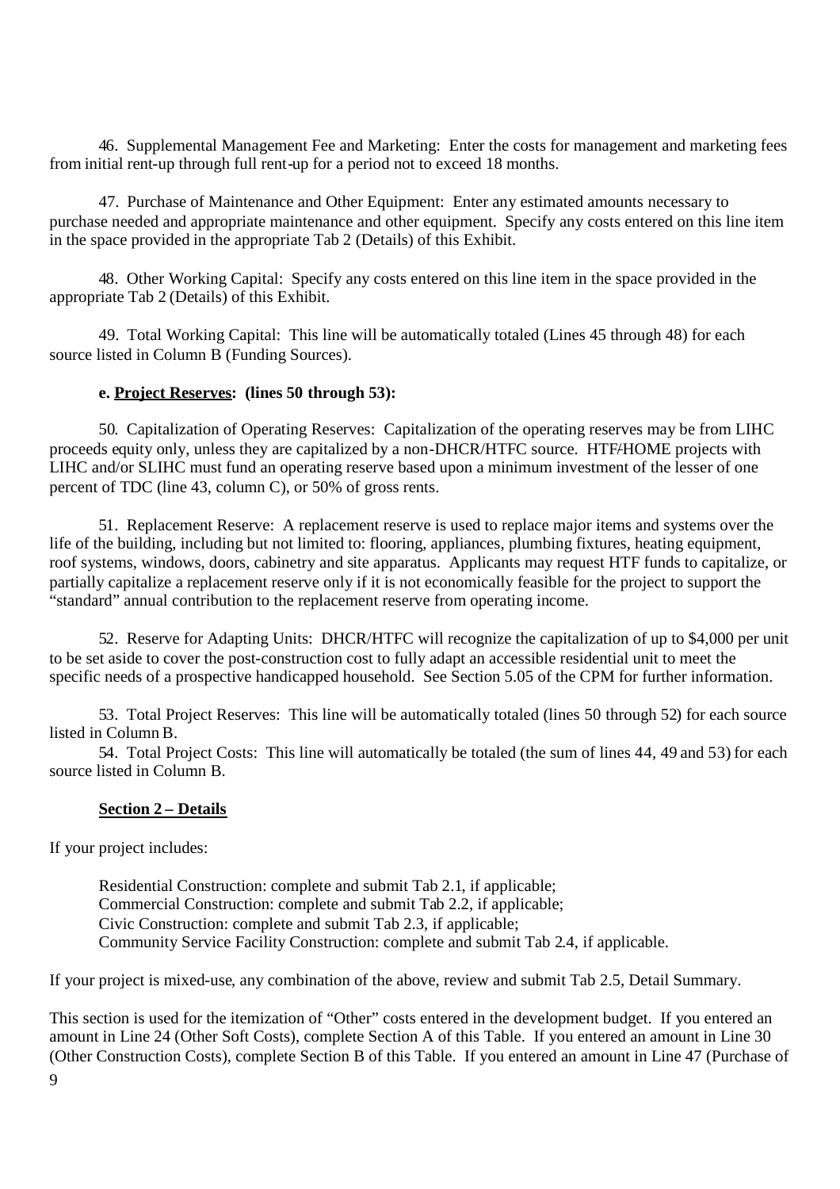46. Supplemental Management Fee and Marketing: Enter the costs for management and marketing fees from initial rent-up through full rent-up for a period not to exceed 18 months.

47. Purchase of Maintenance and Other Equipment: Enter any estimated amounts necessary to purchase needed and appropriate maintenance and other equipment. Specify any costs entered on this line item in the space provided in the appropriate Tab 2 (Details) of this Exhibit.

48. Other Working Capital: Specify any costs entered on this line item in the space provided in the appropriate Tab 2 (Details) of this Exhibit.

49. Total Working Capital: This line will be automatically totaled (Lines 45 through 48) for each source listed in Column B (Funding Sources).

**e. <u>Project Reserves</u>: (lines 50 through 53):**

50. Capitalization of Operating Reserves: Capitalization of the operating reserves may be from LIHC proceeds equity only, unless they are capitalized by a non-DHCR/HTFC source. HTF/HOME projects with LIHC and/or SLIHC must fund an operating reserve based upon a minimum investment of the lesser of one percent of TDC (line 43, column C), or 50% of gross rents.

51. Replacement Reserve: A replacement reserve is used to replace major items and systems over the life of the building, including but not limited to: flooring, appliances, plumbing fixtures, heating equipment, roof systems, windows, doors, cabinetry and site apparatus. Applicants may request HTF funds to capitalize, or partially capitalize a replacement reserve only if it is not economically feasible for the project to support the "standard" annual contribution to the replacement reserve from operating income.

52. Reserve for Adapting Units: DHCR/HTFC will recognize the capitalization of up to $4,000 per unit to be set aside to cover the post-construction cost to fully adapt an accessible residential unit to meet the specific needs of a prospective handicapped household. See Section 5.05 of the CPM for further information.

53. Total Project Reserves: This line will be automatically totaled (lines 50 through 52) for each source listed in Column B.

54. Total Project Costs: This line will automatically be totaled (the sum of lines 44, 49 and 53) for each source listed in Column B.

**<u>Section 2 – Details</u>**

If your project includes:

Residential Construction: complete and submit Tab 2.1, if applicable;
Commercial Construction: complete and submit Tab 2.2, if applicable;
Civic Construction: complete and submit Tab 2.3, if applicable;
Community Service Facility Construction: complete and submit Tab 2.4, if applicable.

If your project is mixed-use, any combination of the above, review and submit Tab 2.5, Detail Summary.

This section is used for the itemization of "Other" costs entered in the development budget. If you entered an amount in Line 24 (Other Soft Costs), complete Section A of this Table. If you entered an amount in Line 30 (Other Construction Costs), complete Section B of this Table. If you entered an amount in Line 47 (Purchase of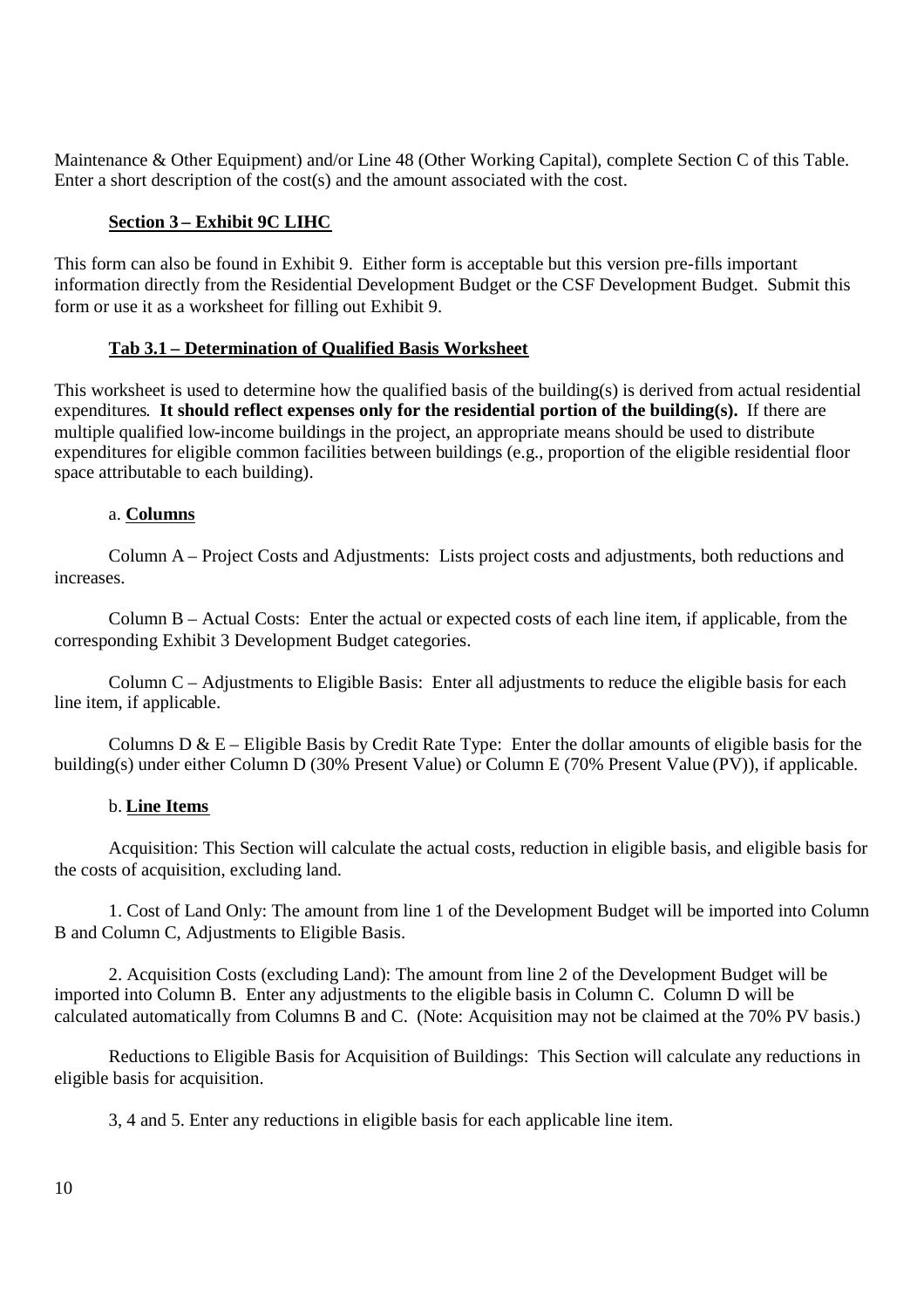Maintenance & Other Equipment) and/or Line 48 (Other Working Capital), complete Section C of this Table. Enter a short description of the cost(s) and the amount associated with the cost.

### Section 3 – Exhibit 9C LIHC

This form can also be found in Exhibit 9. Either form is acceptable but this version pre-fills important information directly from the Residential Development Budget or the CSF Development Budget. Submit this form or use it as a worksheet for filling out Exhibit 9.

### Tab 3.1 – Determination of Qualified Basis Worksheet

This worksheet is used to determine how the qualified basis of the building(s) is derived from actual residential expenditures. **It should reflect expenses only for the residential portion of the building(s).** If there are multiple qualified low-income buildings in the project, an appropriate means should be used to distribute expenditures for eligible common facilities between buildings (e.g., proportion of the eligible residential floor space attributable to each building).

a. **Columns**

Column A – Project Costs and Adjustments: Lists project costs and adjustments, both reductions and increases.

Column B – Actual Costs: Enter the actual or expected costs of each line item, if applicable, from the corresponding Exhibit 3 Development Budget categories.

Column C – Adjustments to Eligible Basis: Enter all adjustments to reduce the eligible basis for each line item, if applicable.

Columns D & E – Eligible Basis by Credit Rate Type: Enter the dollar amounts of eligible basis for the building(s) under either Column D (30% Present Value) or Column E (70% Present Value (PV)), if applicable.

b. **Line Items**

Acquisition: This Section will calculate the actual costs, reduction in eligible basis, and eligible basis for the costs of acquisition, excluding land.

1. Cost of Land Only: The amount from line 1 of the Development Budget will be imported into Column B and Column C, Adjustments to Eligible Basis.

2. Acquisition Costs (excluding Land): The amount from line 2 of the Development Budget will be imported into Column B. Enter any adjustments to the eligible basis in Column C. Column D will be calculated automatically from Columns B and C. (Note: Acquisition may not be claimed at the 70% PV basis.)

Reductions to Eligible Basis for Acquisition of Buildings: This Section will calculate any reductions in eligible basis for acquisition.

3, 4 and 5. Enter any reductions in eligible basis for each applicable line item.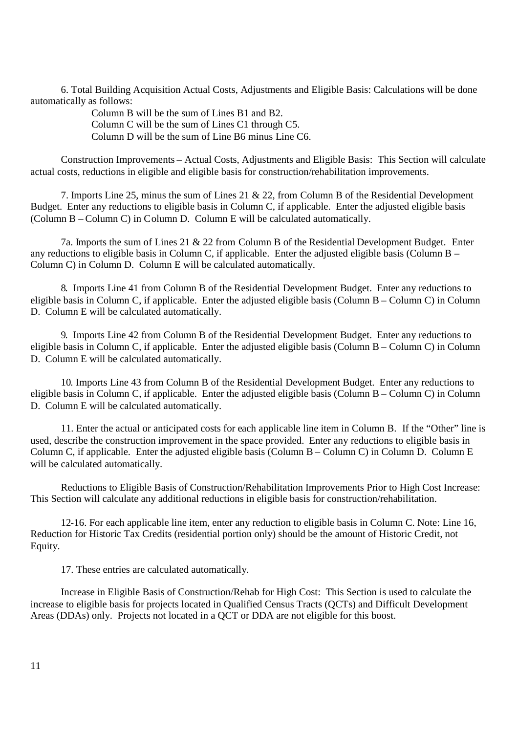6. Total Building Acquisition Actual Costs, Adjustments and Eligible Basis: Calculations will be done automatically as follows:

Column B will be the sum of Lines B1 and B2.
Column C will be the sum of Lines C1 through C5.
Column D will be the sum of Line B6 minus Line C6.

Construction Improvements – Actual Costs, Adjustments and Eligible Basis: This Section will calculate actual costs, reductions in eligible and eligible basis for construction/rehabilitation improvements.

7. Imports Line 25, minus the sum of Lines 21 & 22, from Column B of the Residential Development Budget. Enter any reductions to eligible basis in Column C, if applicable. Enter the adjusted eligible basis (Column B – Column C) in Column D. Column E will be calculated automatically.

7a. Imports the sum of Lines 21 & 22 from Column B of the Residential Development Budget. Enter any reductions to eligible basis in Column C, if applicable. Enter the adjusted eligible basis (Column B – Column C) in Column D. Column E will be calculated automatically.

8. Imports Line 41 from Column B of the Residential Development Budget. Enter any reductions to eligible basis in Column C, if applicable. Enter the adjusted eligible basis (Column B – Column C) in Column D. Column E will be calculated automatically.

9. Imports Line 42 from Column B of the Residential Development Budget. Enter any reductions to eligible basis in Column C, if applicable. Enter the adjusted eligible basis (Column B – Column C) in Column D. Column E will be calculated automatically.

10. Imports Line 43 from Column B of the Residential Development Budget. Enter any reductions to eligible basis in Column C, if applicable. Enter the adjusted eligible basis (Column B – Column C) in Column D. Column E will be calculated automatically.

11. Enter the actual or anticipated costs for each applicable line item in Column B. If the "Other" line is used, describe the construction improvement in the space provided. Enter any reductions to eligible basis in Column C, if applicable. Enter the adjusted eligible basis (Column B – Column C) in Column D. Column E will be calculated automatically.

Reductions to Eligible Basis of Construction/Rehabilitation Improvements Prior to High Cost Increase: This Section will calculate any additional reductions in eligible basis for construction/rehabilitation.

12-16. For each applicable line item, enter any reduction to eligible basis in Column C. Note: Line 16, Reduction for Historic Tax Credits (residential portion only) should be the amount of Historic Credit, not Equity.

17. These entries are calculated automatically.

Increase in Eligible Basis of Construction/Rehab for High Cost: This Section is used to calculate the increase to eligible basis for projects located in Qualified Census Tracts (QCTs) and Difficult Development Areas (DDAs) only. Projects not located in a QCT or DDA are not eligible for this boost.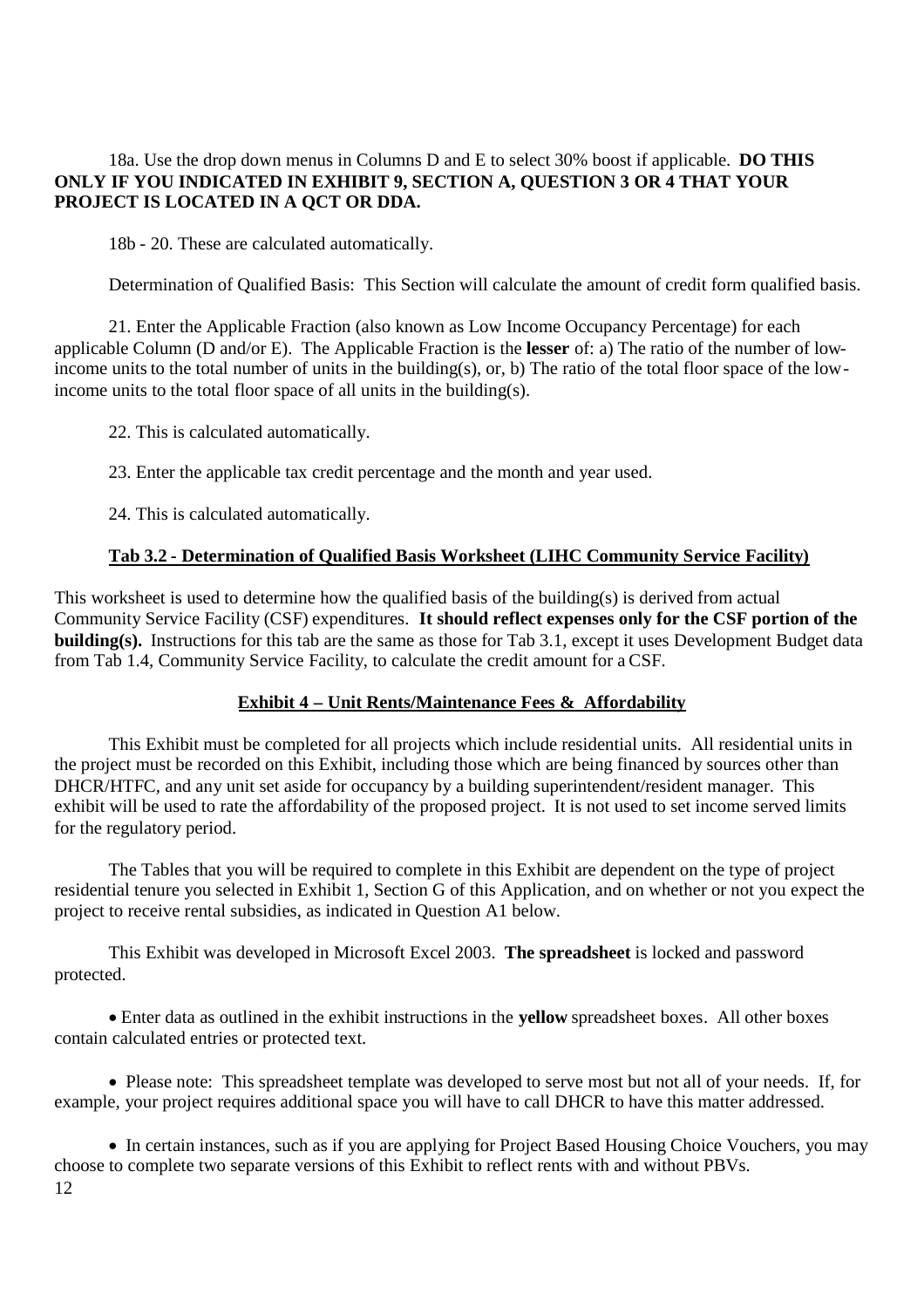18a. Use the drop down menus in Columns D and E to select 30% boost if applicable. **DO THIS ONLY IF YOU INDICATED IN EXHIBIT 9, SECTION A, QUESTION 3 OR 4 THAT YOUR PROJECT IS LOCATED IN A QCT OR DDA.**

18b - 20. These are calculated automatically.

Determination of Qualified Basis: This Section will calculate the amount of credit form qualified basis.

21. Enter the Applicable Fraction (also known as Low Income Occupancy Percentage) for each applicable Column (D and/or E). The Applicable Fraction is the **lesser** of: a) The ratio of the number of low-income units to the total number of units in the building(s), or, b) The ratio of the total floor space of the low-income units to the total floor space of all units in the building(s).

22. This is calculated automatically.

23. Enter the applicable tax credit percentage and the month and year used.

24. This is calculated automatically.

## Tab 3.2 - Determination of Qualified Basis Worksheet (LIHC Community Service Facility)

This worksheet is used to determine how the qualified basis of the building(s) is derived from actual Community Service Facility (CSF) expenditures. **It should reflect expenses only for the CSF portion of the building(s).** Instructions for this tab are the same as those for Tab 3.1, except it uses Development Budget data from Tab 1.4, Community Service Facility, to calculate the credit amount for a CSF.

## Exhibit 4 – Unit Rents/Maintenance Fees & Affordability

This Exhibit must be completed for all projects which include residential units. All residential units in the project must be recorded on this Exhibit, including those which are being financed by sources other than DHCR/HTFC, and any unit set aside for occupancy by a building superintendent/resident manager. This exhibit will be used to rate the affordability of the proposed project. It is not used to set income served limits for the regulatory period.

The Tables that you will be required to complete in this Exhibit are dependent on the type of project residential tenure you selected in Exhibit 1, Section G of this Application, and on whether or not you expect the project to receive rental subsidies, as indicated in Question A1 below.

This Exhibit was developed in Microsoft Excel 2003. **The spreadsheet** is locked and password protected.

- Enter data as outlined in the exhibit instructions in the **yellow** spreadsheet boxes. All other boxes contain calculated entries or protected text.

- Please note: This spreadsheet template was developed to serve most but not all of your needs. If, for example, your project requires additional space you will have to call DHCR to have this matter addressed.

- In certain instances, such as if you are applying for Project Based Housing Choice Vouchers, you may choose to complete two separate versions of this Exhibit to reflect rents with and without PBVs.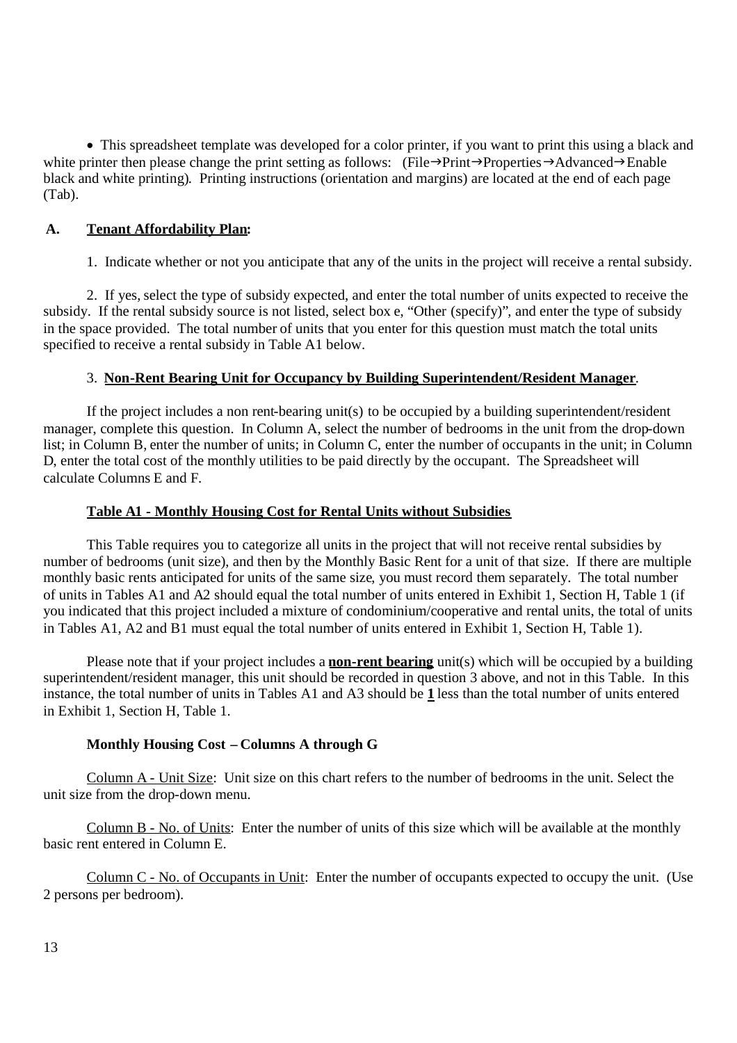- This spreadsheet template was developed for a color printer, if you want to print this using a black and white printer then please change the print setting as follows: (File→Print→Properties→Advanced→Enable black and white printing). Printing instructions (orientation and margins) are located at the end of each page (Tab).

## A. <u>Tenant Affordability Plan</u>:

1. Indicate whether or not you anticipate that any of the units in the project will receive a rental subsidy.

2. If yes, select the type of subsidy expected, and enter the total number of units expected to receive the subsidy. If the rental subsidy source is not listed, select box e, "Other (specify)", and enter the type of subsidy in the space provided. The total number of units that you enter for this question must match the total units specified to receive a rental subsidy in Table A1 below.

3. **<u>Non-Rent Bearing Unit for Occupancy by Building Superintendent/Resident Manager</u>**.

If the project includes a non rent-bearing unit(s) to be occupied by a building superintendent/resident manager, complete this question. In Column A, select the number of bedrooms in the unit from the drop-down list; in Column B, enter the number of units; in Column C, enter the number of occupants in the unit; in Column D, enter the total cost of the monthly utilities to be paid directly by the occupant. The Spreadsheet will calculate Columns E and F.

### <u>Table A1 - Monthly Housing Cost for Rental Units without Subsidies</u>

This Table requires you to categorize all units in the project that will not receive rental subsidies by number of bedrooms (unit size), and then by the Monthly Basic Rent for a unit of that size. If there are multiple monthly basic rents anticipated for units of the same size, you must record them separately. The total number of units in Tables A1 and A2 should equal the total number of units entered in Exhibit 1, Section H, Table 1 (if you indicated that this project included a mixture of condominium/cooperative and rental units, the total of units in Tables A1, A2 and B1 must equal the total number of units entered in Exhibit 1, Section H, Table 1).

Please note that if your project includes a **<u>non-rent bearing</u>** unit(s) which will be occupied by a building superintendent/resident manager, this unit should be recorded in question 3 above, and not in this Table. In this instance, the total number of units in Tables A1 and A3 should be **<u>1</u>** less than the total number of units entered in Exhibit 1, Section H, Table 1.

### Monthly Housing Cost – Columns A through G

<u>Column A - Unit Size</u>: Unit size on this chart refers to the number of bedrooms in the unit. Select the unit size from the drop-down menu.

<u>Column B - No. of Units</u>: Enter the number of units of this size which will be available at the monthly basic rent entered in Column E.

<u>Column C - No. of Occupants in Unit</u>: Enter the number of occupants expected to occupy the unit. (Use 2 persons per bedroom).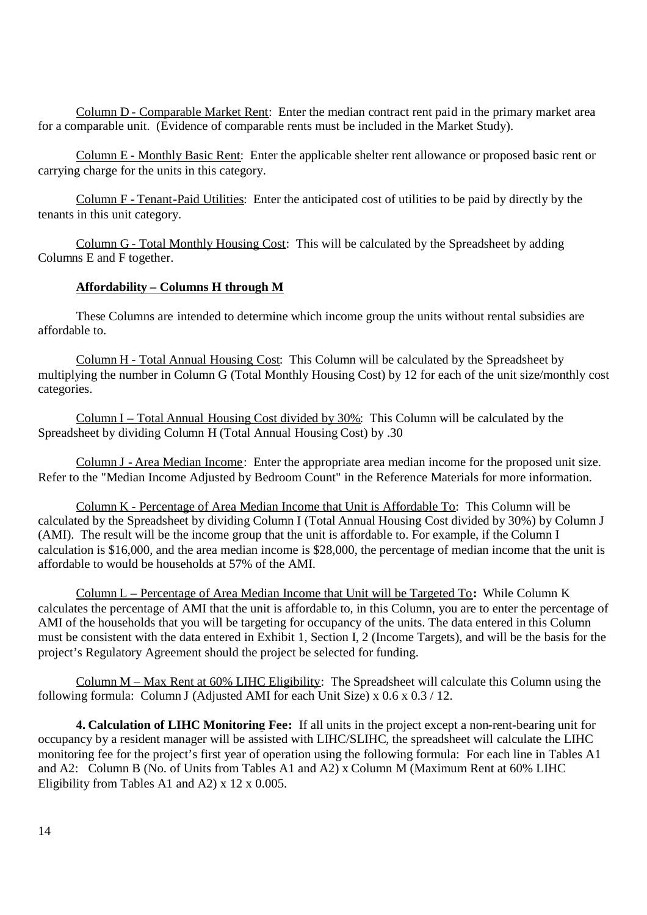Column D - Comparable Market Rent: Enter the median contract rent paid in the primary market area for a comparable unit. (Evidence of comparable rents must be included in the Market Study).

Column E - Monthly Basic Rent: Enter the applicable shelter rent allowance or proposed basic rent or carrying charge for the units in this category.

Column F - Tenant-Paid Utilities: Enter the anticipated cost of utilities to be paid by directly by the tenants in this unit category.

Column G - Total Monthly Housing Cost: This will be calculated by the Spreadsheet by adding Columns E and F together.

**Affordability – Columns H through M**

These Columns are intended to determine which income group the units without rental subsidies are affordable to.

Column H - Total Annual Housing Cost: This Column will be calculated by the Spreadsheet by multiplying the number in Column G (Total Monthly Housing Cost) by 12 for each of the unit size/monthly cost categories.

Column I – Total Annual Housing Cost divided by 30%: This Column will be calculated by the Spreadsheet by dividing Column H (Total Annual Housing Cost) by .30

Column J - Area Median Income: Enter the appropriate area median income for the proposed unit size. Refer to the "Median Income Adjusted by Bedroom Count" in the Reference Materials for more information.

Column K - Percentage of Area Median Income that Unit is Affordable To: This Column will be calculated by the Spreadsheet by dividing Column I (Total Annual Housing Cost divided by 30%) by Column J (AMI). The result will be the income group that the unit is affordable to. For example, if the Column I calculation is $16,000, and the area median income is $28,000, the percentage of median income that the unit is affordable to would be households at 57% of the AMI.

Column L – Percentage of Area Median Income that Unit will be Targeted To**:** While Column K calculates the percentage of AMI that the unit is affordable to, in this Column, you are to enter the percentage of AMI of the households that you will be targeting for occupancy of the units. The data entered in this Column must be consistent with the data entered in Exhibit 1, Section I, 2 (Income Targets), and will be the basis for the project's Regulatory Agreement should the project be selected for funding.

Column M – Max Rent at 60% LIHC Eligibility: The Spreadsheet will calculate this Column using the following formula: Column J (Adjusted AMI for each Unit Size) x 0.6 x 0.3 / 12.

**4. Calculation of LIHC Monitoring Fee:** If all units in the project except a non-rent-bearing unit for occupancy by a resident manager will be assisted with LIHC/SLIHC, the spreadsheet will calculate the LIHC monitoring fee for the project's first year of operation using the following formula: For each line in Tables A1 and A2: Column B (No. of Units from Tables A1 and A2) x Column M (Maximum Rent at 60% LIHC Eligibility from Tables A1 and A2) x 12 x 0.005.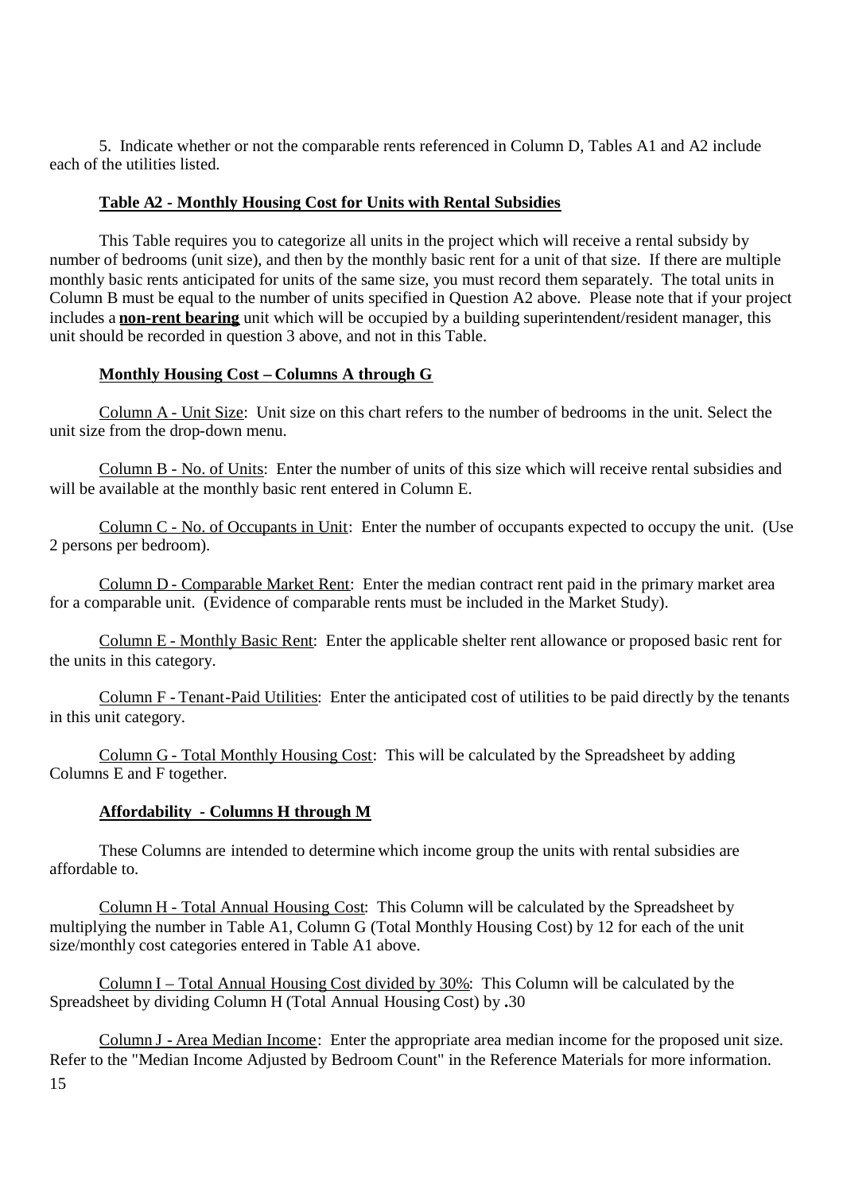5. Indicate whether or not the comparable rents referenced in Column D, Tables A1 and A2 include each of the utilities listed.

### Table A2 - Monthly Housing Cost for Units with Rental Subsidies

This Table requires you to categorize all units in the project which will receive a rental subsidy by number of bedrooms (unit size), and then by the monthly basic rent for a unit of that size. If there are multiple monthly basic rents anticipated for units of the same size, you must record them separately. The total units in Column B must be equal to the number of units specified in Question A2 above. Please note that if your project includes a **non-rent bearing** unit which will be occupied by a building superintendent/resident manager, this unit should be recorded in question 3 above, and not in this Table.

### Monthly Housing Cost – Columns A through G

Column A - Unit Size: Unit size on this chart refers to the number of bedrooms in the unit. Select the unit size from the drop-down menu.

Column B - No. of Units: Enter the number of units of this size which will receive rental subsidies and will be available at the monthly basic rent entered in Column E.

Column C - No. of Occupants in Unit: Enter the number of occupants expected to occupy the unit. (Use 2 persons per bedroom).

Column D - Comparable Market Rent: Enter the median contract rent paid in the primary market area for a comparable unit. (Evidence of comparable rents must be included in the Market Study).

Column E - Monthly Basic Rent: Enter the applicable shelter rent allowance or proposed basic rent for the units in this category.

Column F - Tenant-Paid Utilities: Enter the anticipated cost of utilities to be paid directly by the tenants in this unit category.

Column G - Total Monthly Housing Cost: This will be calculated by the Spreadsheet by adding Columns E and F together.

### Affordability - Columns H through M

These Columns are intended to determine which income group the units with rental subsidies are affordable to.

Column H - Total Annual Housing Cost: This Column will be calculated by the Spreadsheet by multiplying the number in Table A1, Column G (Total Monthly Housing Cost) by 12 for each of the unit size/monthly cost categories entered in Table A1 above.

Column I – Total Annual Housing Cost divided by 30%: This Column will be calculated by the Spreadsheet by dividing Column H (Total Annual Housing Cost) by .30

Column J - Area Median Income: Enter the appropriate area median income for the proposed unit size. Refer to the "Median Income Adjusted by Bedroom Count" in the Reference Materials for more information.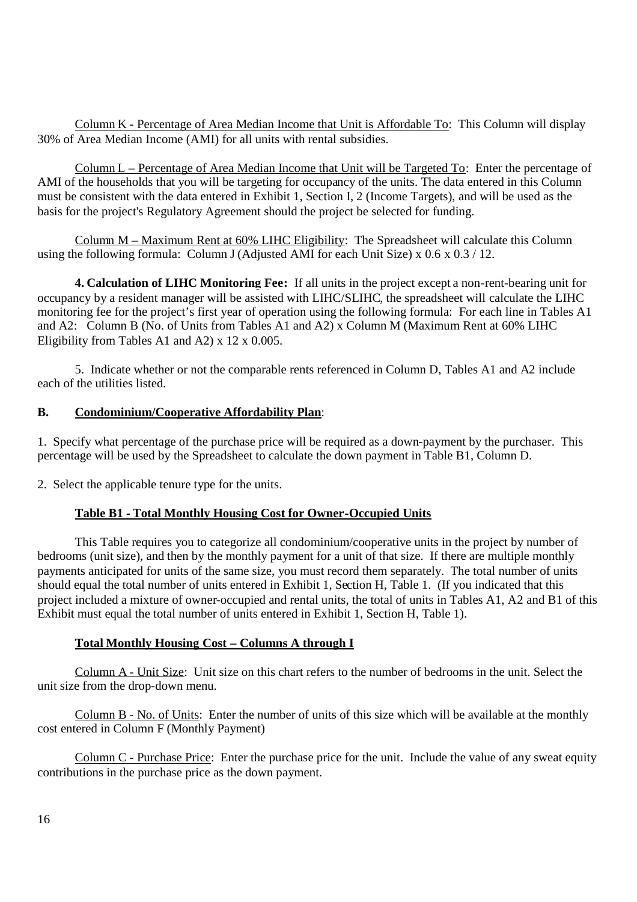Column K - Percentage of Area Median Income that Unit is Affordable To: This Column will display 30% of Area Median Income (AMI) for all units with rental subsidies.

Column L – Percentage of Area Median Income that Unit will be Targeted To: Enter the percentage of AMI of the households that you will be targeting for occupancy of the units. The data entered in this Column must be consistent with the data entered in Exhibit 1, Section I, 2 (Income Targets), and will be used as the basis for the project's Regulatory Agreement should the project be selected for funding.

Column M – Maximum Rent at 60% LIHC Eligibility: The Spreadsheet will calculate this Column using the following formula: Column J (Adjusted AMI for each Unit Size) x 0.6 x 0.3 / 12.

**4. Calculation of LIHC Monitoring Fee:** If all units in the project except a non-rent-bearing unit for occupancy by a resident manager will be assisted with LIHC/SLIHC, the spreadsheet will calculate the LIHC monitoring fee for the project's first year of operation using the following formula: For each line in Tables A1 and A2: Column B (No. of Units from Tables A1 and A2) x Column M (Maximum Rent at 60% LIHC Eligibility from Tables A1 and A2) x 12 x 0.005.

5. Indicate whether or not the comparable rents referenced in Column D, Tables A1 and A2 include each of the utilities listed.

### B. Condominium/Cooperative Affordability Plan:

1. Specify what percentage of the purchase price will be required as a down-payment by the purchaser. This percentage will be used by the Spreadsheet to calculate the down payment in Table B1, Column D.

2. Select the applicable tenure type for the units.

#### Table B1 - Total Monthly Housing Cost for Owner-Occupied Units

This Table requires you to categorize all condominium/cooperative units in the project by number of bedrooms (unit size), and then by the monthly payment for a unit of that size. If there are multiple monthly payments anticipated for units of the same size, you must record them separately. The total number of units should equal the total number of units entered in Exhibit 1, Section H, Table 1. (If you indicated that this project included a mixture of owner-occupied and rental units, the total of units in Tables A1, A2 and B1 of this Exhibit must equal the total number of units entered in Exhibit 1, Section H, Table 1).

#### Total Monthly Housing Cost – Columns A through I

Column A - Unit Size: Unit size on this chart refers to the number of bedrooms in the unit. Select the unit size from the drop-down menu.

Column B - No. of Units: Enter the number of units of this size which will be available at the monthly cost entered in Column F (Monthly Payment)

Column C - Purchase Price: Enter the purchase price for the unit. Include the value of any sweat equity contributions in the purchase price as the down payment.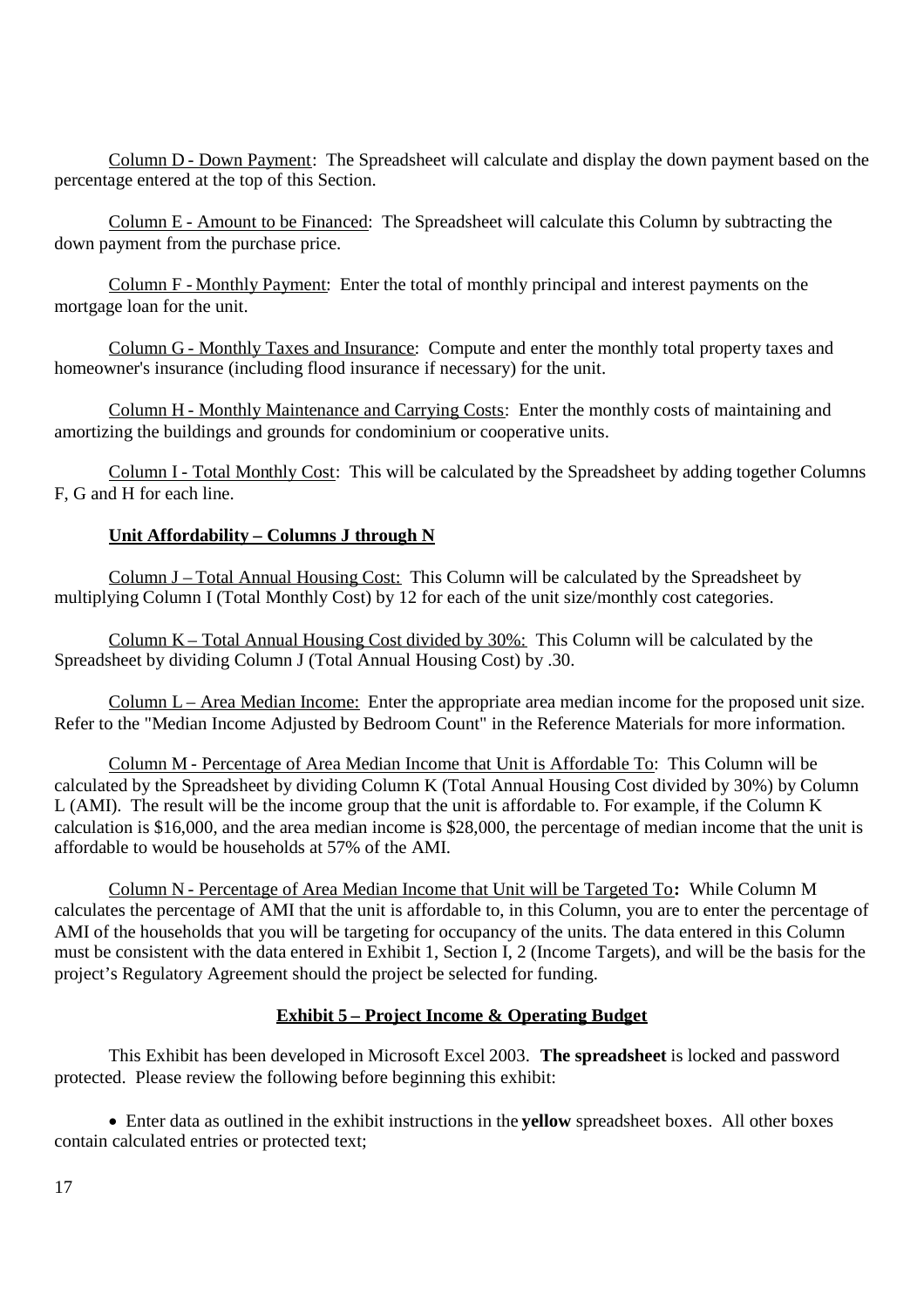Column D - Down Payment: The Spreadsheet will calculate and display the down payment based on the percentage entered at the top of this Section.

Column E - Amount to be Financed: The Spreadsheet will calculate this Column by subtracting the down payment from the purchase price.

Column F - Monthly Payment: Enter the total of monthly principal and interest payments on the mortgage loan for the unit.

Column G - Monthly Taxes and Insurance: Compute and enter the monthly total property taxes and homeowner's insurance (including flood insurance if necessary) for the unit.

Column H - Monthly Maintenance and Carrying Costs: Enter the monthly costs of maintaining and amortizing the buildings and grounds for condominium or cooperative units.

Column I - Total Monthly Cost: This will be calculated by the Spreadsheet by adding together Columns F, G and H for each line.

**Unit Affordability – Columns J through N**

Column J – Total Annual Housing Cost: This Column will be calculated by the Spreadsheet by multiplying Column I (Total Monthly Cost) by 12 for each of the unit size/monthly cost categories.

Column K – Total Annual Housing Cost divided by 30%: This Column will be calculated by the Spreadsheet by dividing Column J (Total Annual Housing Cost) by .30.

Column L – Area Median Income: Enter the appropriate area median income for the proposed unit size. Refer to the "Median Income Adjusted by Bedroom Count" in the Reference Materials for more information.

Column M - Percentage of Area Median Income that Unit is Affordable To: This Column will be calculated by the Spreadsheet by dividing Column K (Total Annual Housing Cost divided by 30%) by Column L (AMI). The result will be the income group that the unit is affordable to. For example, if the Column K calculation is $16,000, and the area median income is $28,000, the percentage of median income that the unit is affordable to would be households at 57% of the AMI.

Column N - Percentage of Area Median Income that Unit will be Targeted To**:** While Column M calculates the percentage of AMI that the unit is affordable to, in this Column, you are to enter the percentage of AMI of the households that you will be targeting for occupancy of the units. The data entered in this Column must be consistent with the data entered in Exhibit 1, Section I, 2 (Income Targets), and will be the basis for the project's Regulatory Agreement should the project be selected for funding.

## Exhibit 5 – Project Income & Operating Budget

This Exhibit has been developed in Microsoft Excel 2003. **The spreadsheet** is locked and password protected. Please review the following before beginning this exhibit:

- Enter data as outlined in the exhibit instructions in the **yellow** spreadsheet boxes. All other boxes contain calculated entries or protected text;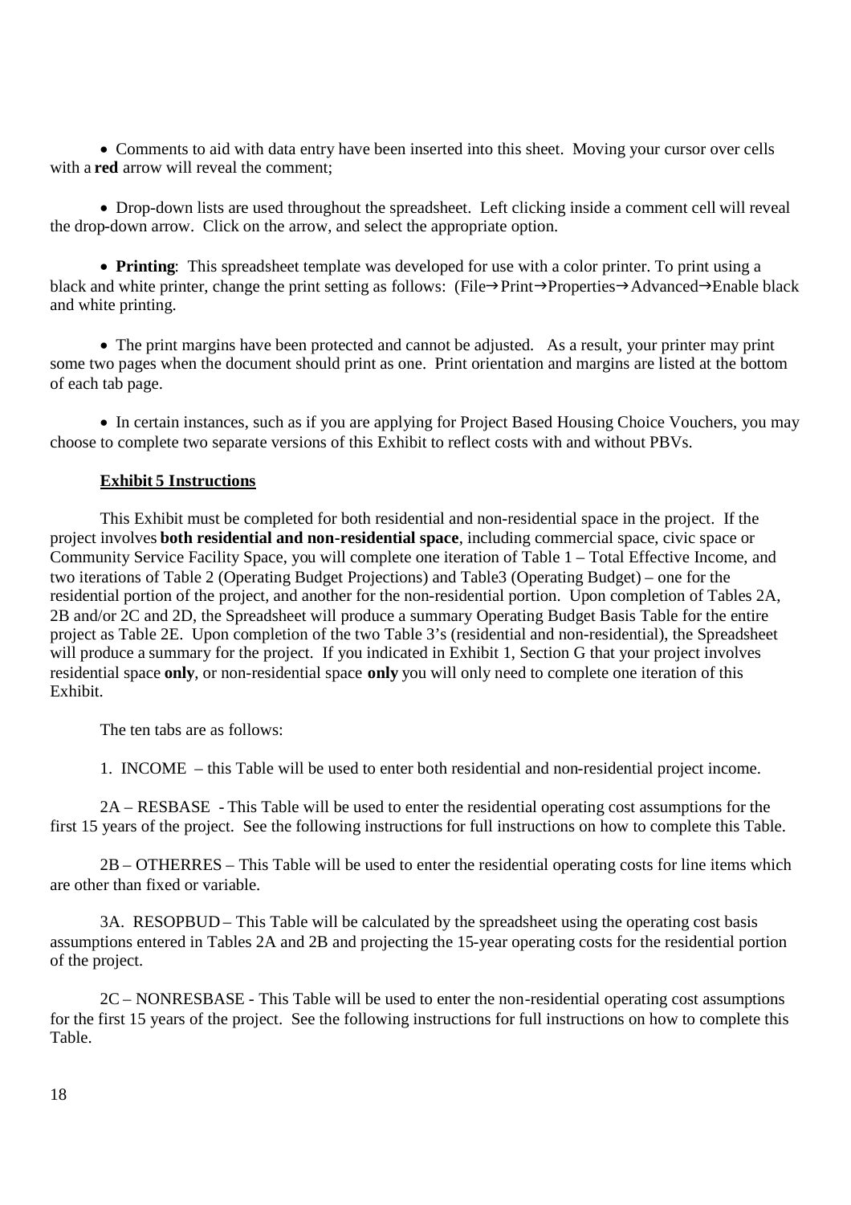- Comments to aid with data entry have been inserted into this sheet. Moving your cursor over cells with a **red** arrow will reveal the comment;

- Drop-down lists are used throughout the spreadsheet. Left clicking inside a comment cell will reveal the drop-down arrow. Click on the arrow, and select the appropriate option.

- **Printing**: This spreadsheet template was developed for use with a color printer. To print using a black and white printer, change the print setting as follows: (File→Print→Properties→Advanced→Enable black and white printing.

- The print margins have been protected and cannot be adjusted. As a result, your printer may print some two pages when the document should print as one. Print orientation and margins are listed at the bottom of each tab page.

- In certain instances, such as if you are applying for Project Based Housing Choice Vouchers, you may choose to complete two separate versions of this Exhibit to reflect costs with and without PBVs.

**Exhibit 5 Instructions**

This Exhibit must be completed for both residential and non-residential space in the project. If the project involves **both residential and non-residential space**, including commercial space, civic space or Community Service Facility Space, you will complete one iteration of Table 1 – Total Effective Income, and two iterations of Table 2 (Operating Budget Projections) and Table3 (Operating Budget) – one for the residential portion of the project, and another for the non-residential portion. Upon completion of Tables 2A, 2B and/or 2C and 2D, the Spreadsheet will produce a summary Operating Budget Basis Table for the entire project as Table 2E. Upon completion of the two Table 3's (residential and non-residential), the Spreadsheet will produce a summary for the project. If you indicated in Exhibit 1, Section G that your project involves residential space **only**, or non-residential space **only** you will only need to complete one iteration of this Exhibit.

The ten tabs are as follows:

1. INCOME – this Table will be used to enter both residential and non-residential project income.

2A – RESBASE - This Table will be used to enter the residential operating cost assumptions for the first 15 years of the project. See the following instructions for full instructions on how to complete this Table.

2B – OTHERRES – This Table will be used to enter the residential operating costs for line items which are other than fixed or variable.

3A. RESOPBUD – This Table will be calculated by the spreadsheet using the operating cost basis assumptions entered in Tables 2A and 2B and projecting the 15-year operating costs for the residential portion of the project.

2C – NONRESBASE - This Table will be used to enter the non-residential operating cost assumptions for the first 15 years of the project. See the following instructions for full instructions on how to complete this Table.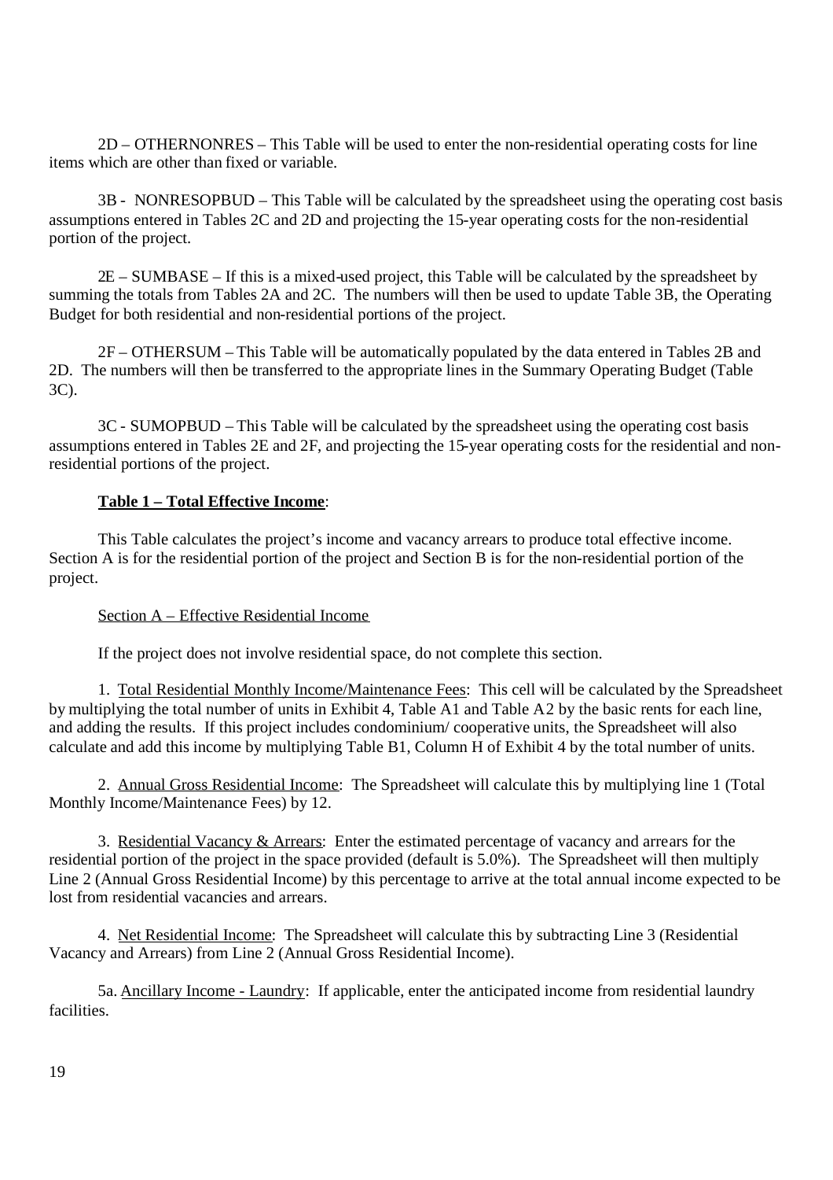2D – OTHERNONRES – This Table will be used to enter the non-residential operating costs for line items which are other than fixed or variable.

3B - NONRESOPBUD – This Table will be calculated by the spreadsheet using the operating cost basis assumptions entered in Tables 2C and 2D and projecting the 15-year operating costs for the non-residential portion of the project.

2E – SUMBASE – If this is a mixed-used project, this Table will be calculated by the spreadsheet by summing the totals from Tables 2A and 2C. The numbers will then be used to update Table 3B, the Operating Budget for both residential and non-residential portions of the project.

2F – OTHERSUM – This Table will be automatically populated by the data entered in Tables 2B and 2D. The numbers will then be transferred to the appropriate lines in the Summary Operating Budget (Table 3C).

3C - SUMOPBUD – This Table will be calculated by the spreadsheet using the operating cost basis assumptions entered in Tables 2E and 2F, and projecting the 15-year operating costs for the residential and non-residential portions of the project.

**Table 1 – Total Effective Income**:

This Table calculates the project's income and vacancy arrears to produce total effective income. Section A is for the residential portion of the project and Section B is for the non-residential portion of the project.

Section A – Effective Residential Income

If the project does not involve residential space, do not complete this section.

1. Total Residential Monthly Income/Maintenance Fees: This cell will be calculated by the Spreadsheet by multiplying the total number of units in Exhibit 4, Table A1 and Table A2 by the basic rents for each line, and adding the results. If this project includes condominium/ cooperative units, the Spreadsheet will also calculate and add this income by multiplying Table B1, Column H of Exhibit 4 by the total number of units.

2. Annual Gross Residential Income: The Spreadsheet will calculate this by multiplying line 1 (Total Monthly Income/Maintenance Fees) by 12.

3. Residential Vacancy & Arrears: Enter the estimated percentage of vacancy and arrears for the residential portion of the project in the space provided (default is 5.0%). The Spreadsheet will then multiply Line 2 (Annual Gross Residential Income) by this percentage to arrive at the total annual income expected to be lost from residential vacancies and arrears.

4. Net Residential Income: The Spreadsheet will calculate this by subtracting Line 3 (Residential Vacancy and Arrears) from Line 2 (Annual Gross Residential Income).

5a. Ancillary Income - Laundry: If applicable, enter the anticipated income from residential laundry facilities.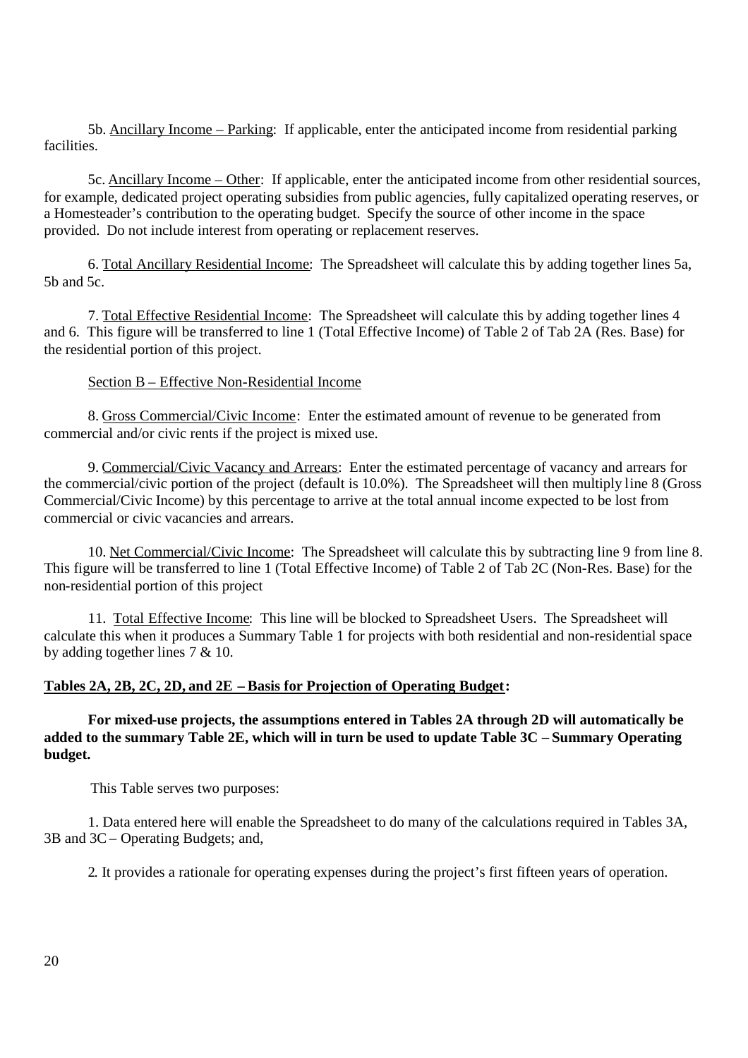5b. Ancillary Income – Parking: If applicable, enter the anticipated income from residential parking facilities.

5c. Ancillary Income – Other: If applicable, enter the anticipated income from other residential sources, for example, dedicated project operating subsidies from public agencies, fully capitalized operating reserves, or a Homesteader's contribution to the operating budget. Specify the source of other income in the space provided. Do not include interest from operating or replacement reserves.

6. Total Ancillary Residential Income: The Spreadsheet will calculate this by adding together lines 5a, 5b and 5c.

7. Total Effective Residential Income: The Spreadsheet will calculate this by adding together lines 4 and 6. This figure will be transferred to line 1 (Total Effective Income) of Table 2 of Tab 2A (Res. Base) for the residential portion of this project.

Section B – Effective Non-Residential Income

8. Gross Commercial/Civic Income: Enter the estimated amount of revenue to be generated from commercial and/or civic rents if the project is mixed use.

9. Commercial/Civic Vacancy and Arrears: Enter the estimated percentage of vacancy and arrears for the commercial/civic portion of the project (default is 10.0%). The Spreadsheet will then multiply line 8 (Gross Commercial/Civic Income) by this percentage to arrive at the total annual income expected to be lost from commercial or civic vacancies and arrears.

10. Net Commercial/Civic Income: The Spreadsheet will calculate this by subtracting line 9 from line 8. This figure will be transferred to line 1 (Total Effective Income) of Table 2 of Tab 2C (Non-Res. Base) for the non-residential portion of this project

11. Total Effective Income: This line will be blocked to Spreadsheet Users. The Spreadsheet will calculate this when it produces a Summary Table 1 for projects with both residential and non-residential space by adding together lines 7 & 10.

**Tables 2A, 2B, 2C, 2D, and 2E – Basis for Projection of Operating Budget:**

**For mixed-use projects, the assumptions entered in Tables 2A through 2D will automatically be added to the summary Table 2E, which will in turn be used to update Table 3C – Summary Operating budget.**

This Table serves two purposes:

1. Data entered here will enable the Spreadsheet to do many of the calculations required in Tables 3A, 3B and 3C – Operating Budgets; and,

2. It provides a rationale for operating expenses during the project's first fifteen years of operation.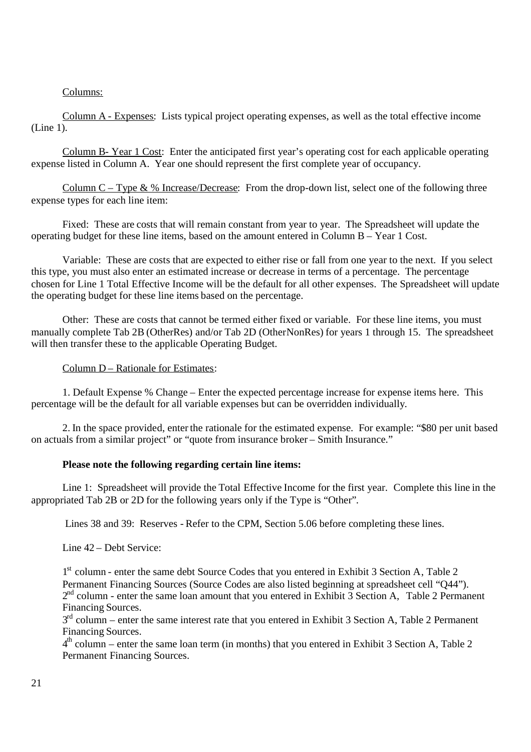Columns:

Column A - Expenses: Lists typical project operating expenses, as well as the total effective income (Line 1).

Column B- Year 1 Cost: Enter the anticipated first year's operating cost for each applicable operating expense listed in Column A. Year one should represent the first complete year of occupancy.

Column C – Type & % Increase/Decrease: From the drop-down list, select one of the following three expense types for each line item:

Fixed: These are costs that will remain constant from year to year. The Spreadsheet will update the operating budget for these line items, based on the amount entered in Column B – Year 1 Cost.

Variable: These are costs that are expected to either rise or fall from one year to the next. If you select this type, you must also enter an estimated increase or decrease in terms of a percentage. The percentage chosen for Line 1 Total Effective Income will be the default for all other expenses. The Spreadsheet will update the operating budget for these line items based on the percentage.

Other: These are costs that cannot be termed either fixed or variable. For these line items, you must manually complete Tab 2B (OtherRes) and/or Tab 2D (OtherNonRes) for years 1 through 15. The spreadsheet will then transfer these to the applicable Operating Budget.

Column D – Rationale for Estimates:

1. Default Expense % Change – Enter the expected percentage increase for expense items here. This percentage will be the default for all variable expenses but can be overridden individually.

2. In the space provided, enter the rationale for the estimated expense. For example: "$80 per unit based on actuals from a similar project" or "quote from insurance broker – Smith Insurance."

**Please note the following regarding certain line items:**

Line 1: Spreadsheet will provide the Total Effective Income for the first year. Complete this line in the appropriated Tab 2B or 2D for the following years only if the Type is "Other".

Lines 38 and 39: Reserves - Refer to the CPM, Section 5.06 before completing these lines.

Line 42 – Debt Service:

1st column - enter the same debt Source Codes that you entered in Exhibit 3 Section A, Table 2 Permanent Financing Sources (Source Codes are also listed beginning at spreadsheet cell "Q44").
2nd column - enter the same loan amount that you entered in Exhibit 3 Section A, Table 2 Permanent Financing Sources.
3rd column – enter the same interest rate that you entered in Exhibit 3 Section A, Table 2 Permanent Financing Sources.
4th column – enter the same loan term (in months) that you entered in Exhibit 3 Section A, Table 2 Permanent Financing Sources.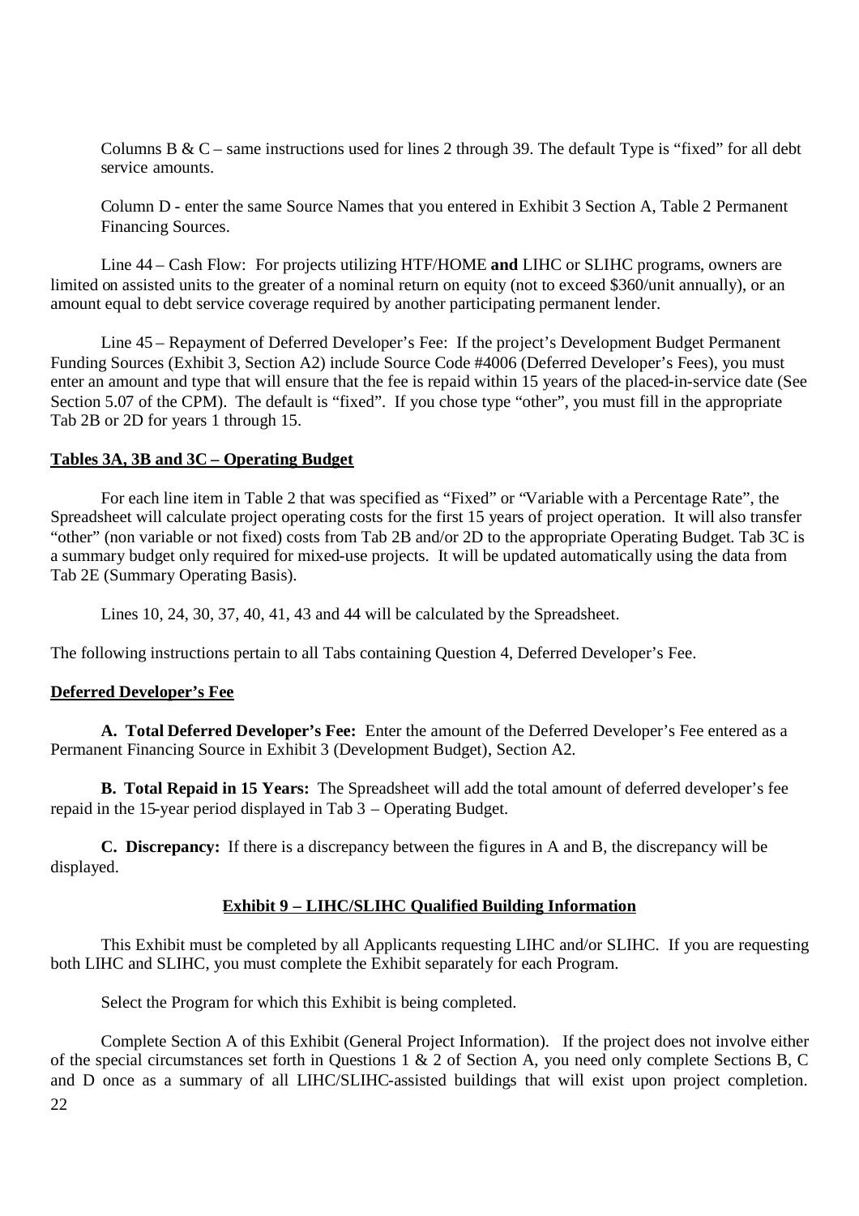Columns B & C – same instructions used for lines 2 through 39. The default Type is "fixed" for all debt service amounts.

Column D - enter the same Source Names that you entered in Exhibit 3 Section A, Table 2 Permanent Financing Sources.

Line 44 – Cash Flow: For projects utilizing HTF/HOME **and** LIHC or SLIHC programs, owners are limited on assisted units to the greater of a nominal return on equity (not to exceed $360/unit annually), or an amount equal to debt service coverage required by another participating permanent lender.

Line 45 – Repayment of Deferred Developer's Fee: If the project's Development Budget Permanent Funding Sources (Exhibit 3, Section A2) include Source Code #4006 (Deferred Developer's Fees), you must enter an amount and type that will ensure that the fee is repaid within 15 years of the placed-in-service date (See Section 5.07 of the CPM). The default is "fixed". If you chose type "other", you must fill in the appropriate Tab 2B or 2D for years 1 through 15.

**Tables 3A, 3B and 3C – Operating Budget**

For each line item in Table 2 that was specified as "Fixed" or "Variable with a Percentage Rate", the Spreadsheet will calculate project operating costs for the first 15 years of project operation. It will also transfer "other" (non variable or not fixed) costs from Tab 2B and/or 2D to the appropriate Operating Budget. Tab 3C is a summary budget only required for mixed-use projects. It will be updated automatically using the data from Tab 2E (Summary Operating Basis).

Lines 10, 24, 30, 37, 40, 41, 43 and 44 will be calculated by the Spreadsheet.

The following instructions pertain to all Tabs containing Question 4, Deferred Developer's Fee.

**Deferred Developer's Fee**

**A. Total Deferred Developer's Fee:** Enter the amount of the Deferred Developer's Fee entered as a Permanent Financing Source in Exhibit 3 (Development Budget), Section A2.

**B. Total Repaid in 15 Years:** The Spreadsheet will add the total amount of deferred developer's fee repaid in the 15-year period displayed in Tab 3 – Operating Budget.

**C. Discrepancy:** If there is a discrepancy between the figures in A and B, the discrepancy will be displayed.

**Exhibit 9 – LIHC/SLIHC Qualified Building Information**

This Exhibit must be completed by all Applicants requesting LIHC and/or SLIHC. If you are requesting both LIHC and SLIHC, you must complete the Exhibit separately for each Program.

Select the Program for which this Exhibit is being completed.

Complete Section A of this Exhibit (General Project Information). If the project does not involve either of the special circumstances set forth in Questions 1 & 2 of Section A, you need only complete Sections B, C and D once as a summary of all LIHC/SLIHC-assisted buildings that will exist upon project completion.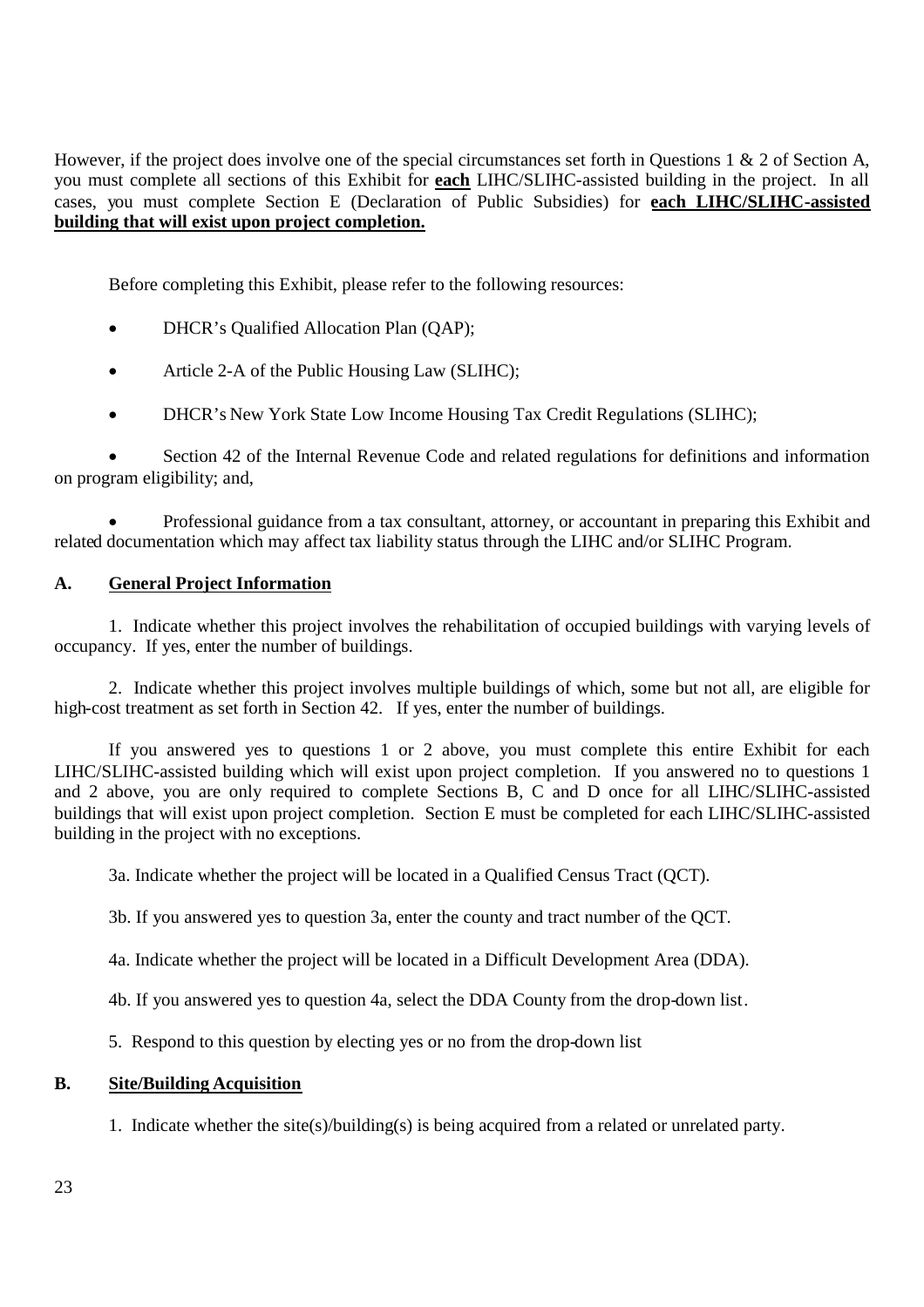However, if the project does involve one of the special circumstances set forth in Questions 1 & 2 of Section A, you must complete all sections of this Exhibit for **each** LIHC/SLIHC-assisted building in the project. In all cases, you must complete Section E (Declaration of Public Subsidies) for **each LIHC/SLIHC-assisted building that will exist upon project completion.**

Before completing this Exhibit, please refer to the following resources:

- DHCR's Qualified Allocation Plan (QAP);
- Article 2-A of the Public Housing Law (SLIHC);
- DHCR's New York State Low Income Housing Tax Credit Regulations (SLIHC);
- Section 42 of the Internal Revenue Code and related regulations for definitions and information on program eligibility; and,
- Professional guidance from a tax consultant, attorney, or accountant in preparing this Exhibit and related documentation which may affect tax liability status through the LIHC and/or SLIHC Program.

## A. General Project Information

1. Indicate whether this project involves the rehabilitation of occupied buildings with varying levels of occupancy. If yes, enter the number of buildings.

2. Indicate whether this project involves multiple buildings of which, some but not all, are eligible for high-cost treatment as set forth in Section 42. If yes, enter the number of buildings.

If you answered yes to questions 1 or 2 above, you must complete this entire Exhibit for each LIHC/SLIHC-assisted building which will exist upon project completion. If you answered no to questions 1 and 2 above, you are only required to complete Sections B, C and D once for all LIHC/SLIHC-assisted buildings that will exist upon project completion. Section E must be completed for each LIHC/SLIHC-assisted building in the project with no exceptions.

3a. Indicate whether the project will be located in a Qualified Census Tract (QCT).

3b. If you answered yes to question 3a, enter the county and tract number of the QCT.

4a. Indicate whether the project will be located in a Difficult Development Area (DDA).

4b. If you answered yes to question 4a, select the DDA County from the drop-down list.

5. Respond to this question by electing yes or no from the drop-down list

## B. Site/Building Acquisition

1. Indicate whether the site(s)/building(s) is being acquired from a related or unrelated party.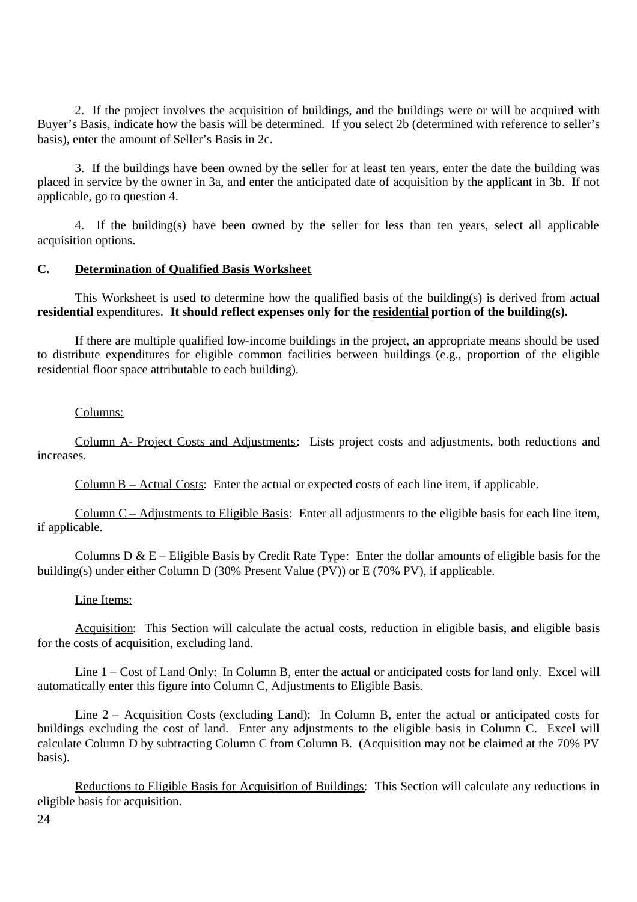2. If the project involves the acquisition of buildings, and the buildings were or will be acquired with Buyer's Basis, indicate how the basis will be determined. If you select 2b (determined with reference to seller's basis), enter the amount of Seller's Basis in 2c.

3. If the buildings have been owned by the seller for at least ten years, enter the date the building was placed in service by the owner in 3a, and enter the anticipated date of acquisition by the applicant in 3b. If not applicable, go to question 4.

4. If the building(s) have been owned by the seller for less than ten years, select all applicable acquisition options.

### C. Determination of Qualified Basis Worksheet

This Worksheet is used to determine how the qualified basis of the building(s) is derived from actual **residential** expenditures. **It should reflect expenses only for the residential portion of the building(s).**

If there are multiple qualified low-income buildings in the project, an appropriate means should be used to distribute expenditures for eligible common facilities between buildings (e.g., proportion of the eligible residential floor space attributable to each building).

Columns:

Column A- Project Costs and Adjustments: Lists project costs and adjustments, both reductions and increases.

Column B – Actual Costs: Enter the actual or expected costs of each line item, if applicable.

Column C – Adjustments to Eligible Basis: Enter all adjustments to the eligible basis for each line item, if applicable.

Columns D & E – Eligible Basis by Credit Rate Type: Enter the dollar amounts of eligible basis for the building(s) under either Column D (30% Present Value (PV)) or E (70% PV), if applicable.

Line Items:

Acquisition: This Section will calculate the actual costs, reduction in eligible basis, and eligible basis for the costs of acquisition, excluding land.

Line 1 – Cost of Land Only: In Column B, enter the actual or anticipated costs for land only. Excel will automatically enter this figure into Column C, Adjustments to Eligible Basis.

Line 2 – Acquisition Costs (excluding Land): In Column B, enter the actual or anticipated costs for buildings excluding the cost of land. Enter any adjustments to the eligible basis in Column C. Excel will calculate Column D by subtracting Column C from Column B. (Acquisition may not be claimed at the 70% PV basis).

Reductions to Eligible Basis for Acquisition of Buildings: This Section will calculate any reductions in eligible basis for acquisition.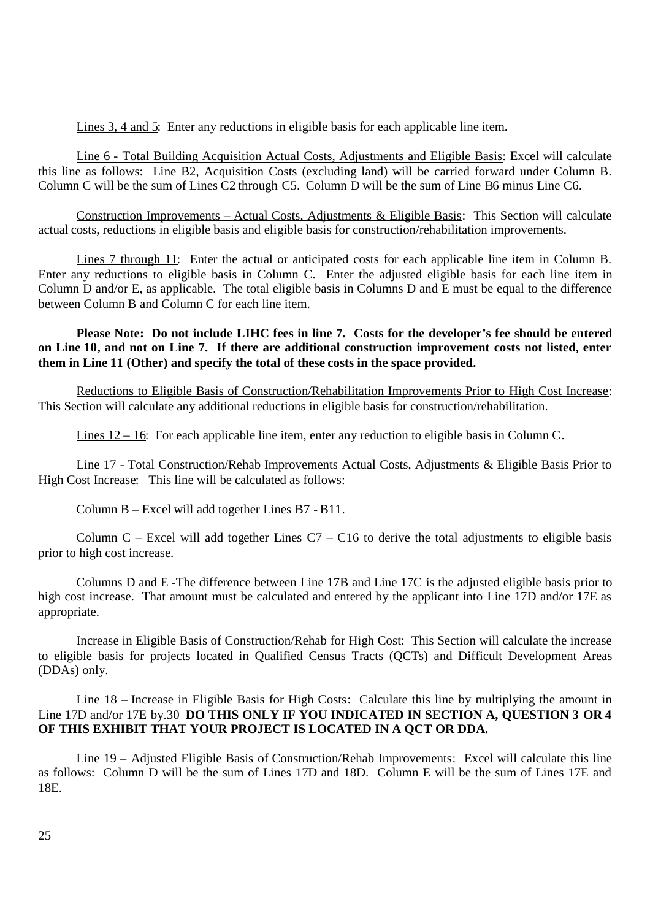Lines 3, 4 and 5: Enter any reductions in eligible basis for each applicable line item.

Line 6 - Total Building Acquisition Actual Costs, Adjustments and Eligible Basis: Excel will calculate this line as follows: Line B2, Acquisition Costs (excluding land) will be carried forward under Column B. Column C will be the sum of Lines C2 through C5. Column D will be the sum of Line B6 minus Line C6.

Construction Improvements – Actual Costs, Adjustments & Eligible Basis: This Section will calculate actual costs, reductions in eligible basis and eligible basis for construction/rehabilitation improvements.

Lines 7 through 11: Enter the actual or anticipated costs for each applicable line item in Column B. Enter any reductions to eligible basis in Column C. Enter the adjusted eligible basis for each line item in Column D and/or E, as applicable. The total eligible basis in Columns D and E must be equal to the difference between Column B and Column C for each line item.

**Please Note: Do not include LIHC fees in line 7. Costs for the developer's fee should be entered on Line 10, and not on Line 7. If there are additional construction improvement costs not listed, enter them in Line 11 (Other) and specify the total of these costs in the space provided.**

Reductions to Eligible Basis of Construction/Rehabilitation Improvements Prior to High Cost Increase: This Section will calculate any additional reductions in eligible basis for construction/rehabilitation.

Lines 12 – 16: For each applicable line item, enter any reduction to eligible basis in Column C.

Line 17 - Total Construction/Rehab Improvements Actual Costs, Adjustments & Eligible Basis Prior to High Cost Increase: This line will be calculated as follows:

Column B – Excel will add together Lines B7 - B11.

Column C – Excel will add together Lines C7 – C16 to derive the total adjustments to eligible basis prior to high cost increase.

Columns D and E -The difference between Line 17B and Line 17C is the adjusted eligible basis prior to high cost increase. That amount must be calculated and entered by the applicant into Line 17D and/or 17E as appropriate.

Increase in Eligible Basis of Construction/Rehab for High Cost: This Section will calculate the increase to eligible basis for projects located in Qualified Census Tracts (QCTs) and Difficult Development Areas (DDAs) only.

Line 18 – Increase in Eligible Basis for High Costs: Calculate this line by multiplying the amount in Line 17D and/or 17E by.30 **DO THIS ONLY IF YOU INDICATED IN SECTION A, QUESTION 3 OR 4 OF THIS EXHIBIT THAT YOUR PROJECT IS LOCATED IN A QCT OR DDA.**

Line 19 – Adjusted Eligible Basis of Construction/Rehab Improvements: Excel will calculate this line as follows: Column D will be the sum of Lines 17D and 18D. Column E will be the sum of Lines 17E and 18E.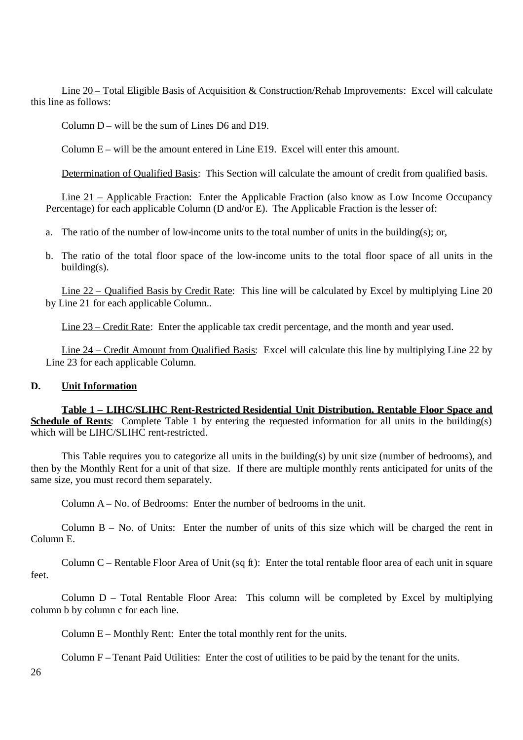Line 20 – Total Eligible Basis of Acquisition & Construction/Rehab Improvements: Excel will calculate this line as follows:

Column D – will be the sum of Lines D6 and D19.

Column E – will be the amount entered in Line E19. Excel will enter this amount.

Determination of Qualified Basis: This Section will calculate the amount of credit from qualified basis.

Line 21 – Applicable Fraction: Enter the Applicable Fraction (also know as Low Income Occupancy Percentage) for each applicable Column (D and/or E). The Applicable Fraction is the lesser of:

a. The ratio of the number of low-income units to the total number of units in the building(s); or,

b. The ratio of the total floor space of the low-income units to the total floor space of all units in the building(s).

Line 22 – Qualified Basis by Credit Rate: This line will be calculated by Excel by multiplying Line 20 by Line 21 for each applicable Column..

Line 23 – Credit Rate: Enter the applicable tax credit percentage, and the month and year used.

Line 24 – Credit Amount from Qualified Basis: Excel will calculate this line by multiplying Line 22 by Line 23 for each applicable Column.

## D. Unit Information

**Table 1 – LIHC/SLIHC Rent-Restricted Residential Unit Distribution, Rentable Floor Space and Schedule of Rents**: Complete Table 1 by entering the requested information for all units in the building(s) which will be LIHC/SLIHC rent-restricted.

This Table requires you to categorize all units in the building(s) by unit size (number of bedrooms), and then by the Monthly Rent for a unit of that size. If there are multiple monthly rents anticipated for units of the same size, you must record them separately.

Column A – No. of Bedrooms: Enter the number of bedrooms in the unit.

Column B – No. of Units: Enter the number of units of this size which will be charged the rent in Column E.

Column C – Rentable Floor Area of Unit (sq ft): Enter the total rentable floor area of each unit in square feet.

Column D – Total Rentable Floor Area: This column will be completed by Excel by multiplying column b by column c for each line.

Column E – Monthly Rent: Enter the total monthly rent for the units.

Column F – Tenant Paid Utilities: Enter the cost of utilities to be paid by the tenant for the units.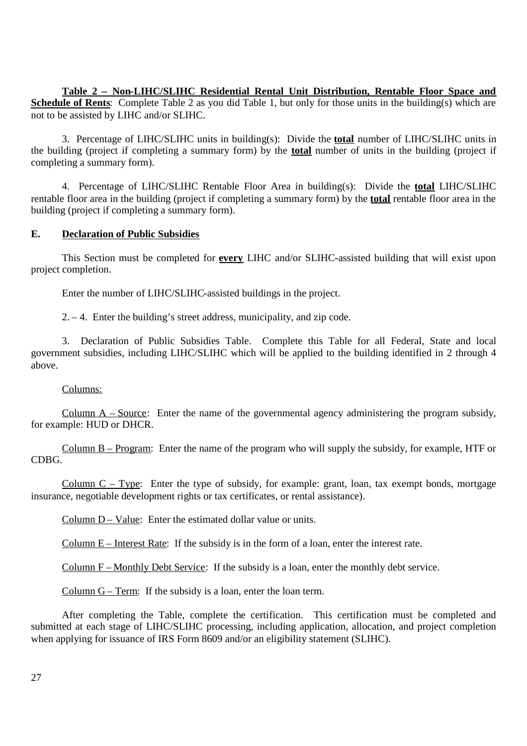**<u>Table 2 – Non-LIHC/SLIHC Residential Rental Unit Distribution, Rentable Floor Space and Schedule of Rents</u>**: Complete Table 2 as you did Table 1, but only for those units in the building(s) which are not to be assisted by LIHC and/or SLIHC.

3. Percentage of LIHC/SLIHC units in building(s): Divide the **<u>total</u>** number of LIHC/SLIHC units in the building (project if completing a summary form) by the **<u>total</u>** number of units in the building (project if completing a summary form).

4. Percentage of LIHC/SLIHC Rentable Floor Area in building(s): Divide the **<u>total</u>** LIHC/SLIHC rentable floor area in the building (project if completing a summary form) by the **<u>total</u>** rentable floor area in the building (project if completing a summary form).

## E. <u>Declaration of Public Subsidies</u>

This Section must be completed for **<u>every</u>** LIHC and/or SLIHC-assisted building that will exist upon project completion.

Enter the number of LIHC/SLIHC-assisted buildings in the project.

2. – 4. Enter the building's street address, municipality, and zip code.

3. Declaration of Public Subsidies Table. Complete this Table for all Federal, State and local government subsidies, including LIHC/SLIHC which will be applied to the building identified in 2 through 4 above.

<u>Columns:</u>

<u>Column A – Source</u>: Enter the name of the governmental agency administering the program subsidy, for example: HUD or DHCR.

<u>Column B – Program</u>: Enter the name of the program who will supply the subsidy, for example, HTF or CDBG.

<u>Column C – Type</u>: Enter the type of subsidy, for example: grant, loan, tax exempt bonds, mortgage insurance, negotiable development rights or tax certificates, or rental assistance).

<u>Column D – Value</u>: Enter the estimated dollar value or units.

<u>Column E – Interest Rate</u>: If the subsidy is in the form of a loan, enter the interest rate.

<u>Column F – Monthly Debt Service</u>: If the subsidy is a loan, enter the monthly debt service.

<u>Column G – Term</u>: If the subsidy is a loan, enter the loan term.

After completing the Table, complete the certification. This certification must be completed and submitted at each stage of LIHC/SLIHC processing, including application, allocation, and project completion when applying for issuance of IRS Form 8609 and/or an eligibility statement (SLIHC).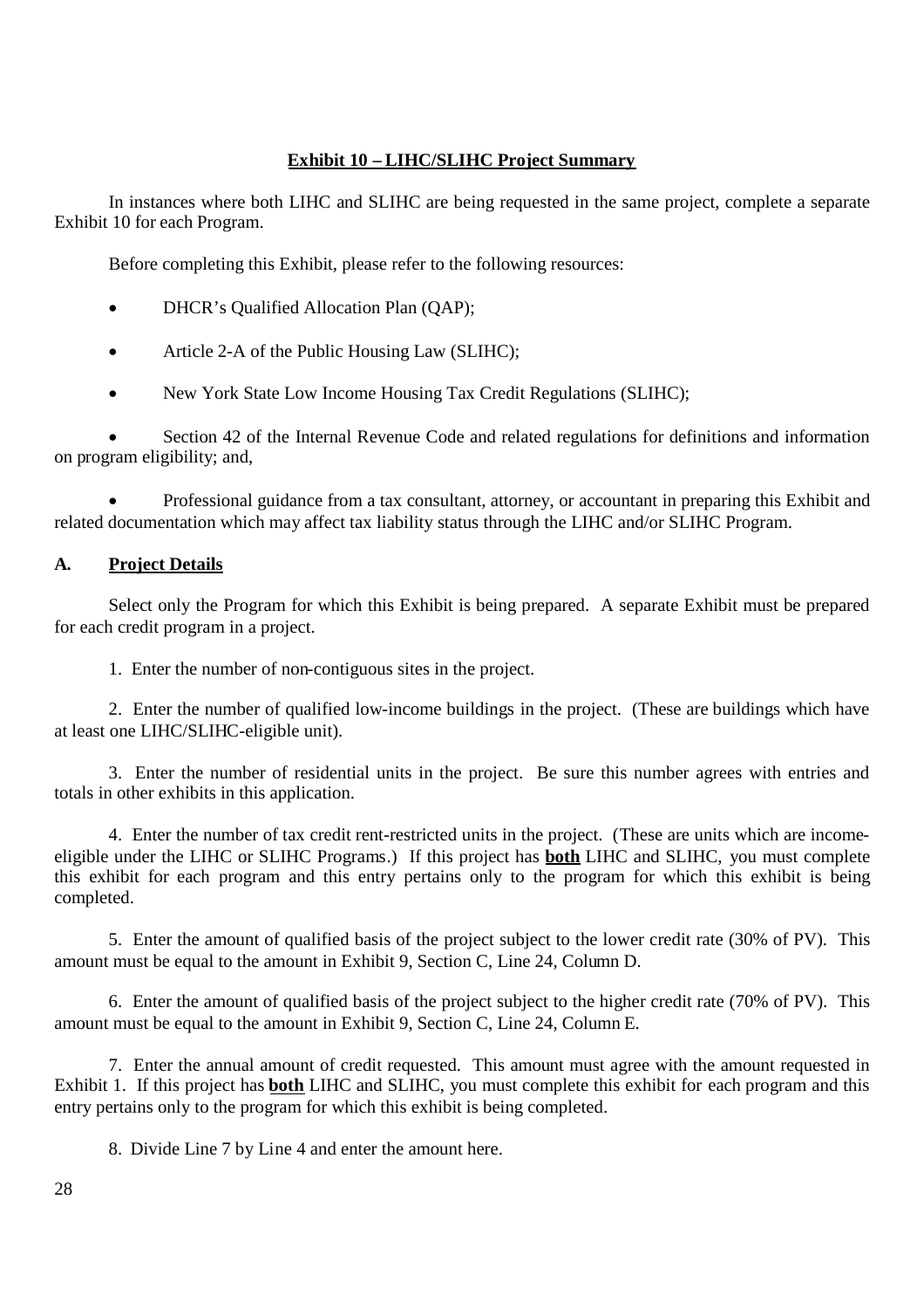**Exhibit 10 – LIHC/SLIHC Project Summary**

In instances where both LIHC and SLIHC are being requested in the same project, complete a separate Exhibit 10 for each Program.

Before completing this Exhibit, please refer to the following resources:

- DHCR's Qualified Allocation Plan (QAP);
- Article 2-A of the Public Housing Law (SLIHC);
- New York State Low Income Housing Tax Credit Regulations (SLIHC);
- Section 42 of the Internal Revenue Code and related regulations for definitions and information on program eligibility; and,
- Professional guidance from a tax consultant, attorney, or accountant in preparing this Exhibit and related documentation which may affect tax liability status through the LIHC and/or SLIHC Program.

## A. Project Details

Select only the Program for which this Exhibit is being prepared. A separate Exhibit must be prepared for each credit program in a project.

1. Enter the number of non-contiguous sites in the project.

2. Enter the number of qualified low-income buildings in the project. (These are buildings which have at least one LIHC/SLIHC-eligible unit).

3. Enter the number of residential units in the project. Be sure this number agrees with entries and totals in other exhibits in this application.

4. Enter the number of tax credit rent-restricted units in the project. (These are units which are income-eligible under the LIHC or SLIHC Programs.) If this project has **both** LIHC and SLIHC, you must complete this exhibit for each program and this entry pertains only to the program for which this exhibit is being completed.

5. Enter the amount of qualified basis of the project subject to the lower credit rate (30% of PV). This amount must be equal to the amount in Exhibit 9, Section C, Line 24, Column D.

6. Enter the amount of qualified basis of the project subject to the higher credit rate (70% of PV). This amount must be equal to the amount in Exhibit 9, Section C, Line 24, Column E.

7. Enter the annual amount of credit requested. This amount must agree with the amount requested in Exhibit 1. If this project has **both** LIHC and SLIHC, you must complete this exhibit for each program and this entry pertains only to the program for which this exhibit is being completed.

8. Divide Line 7 by Line 4 and enter the amount here.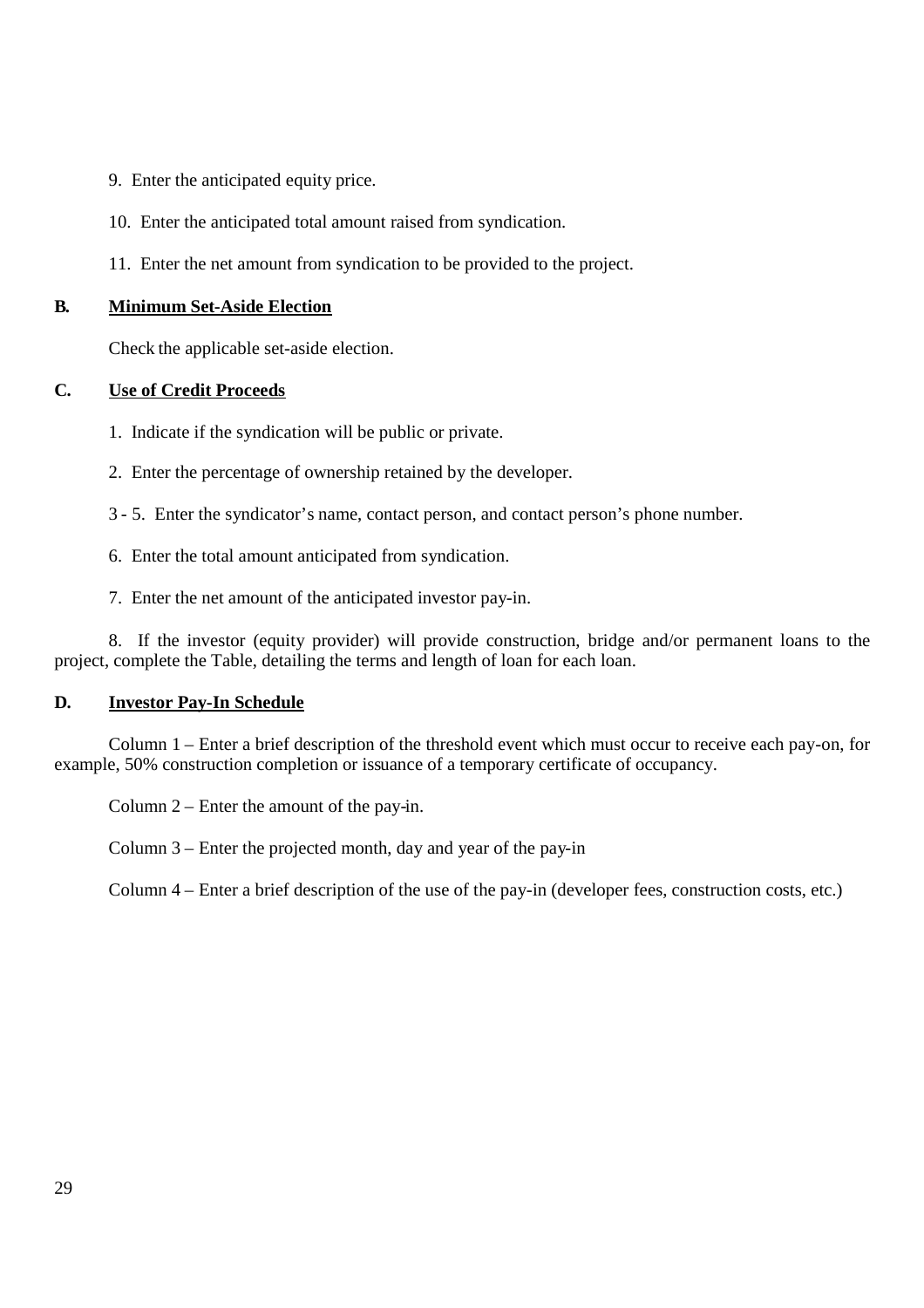9. Enter the anticipated equity price.

10. Enter the anticipated total amount raised from syndication.

11. Enter the net amount from syndication to be provided to the project.

**B.** **Minimum Set-Aside Election**

Check the applicable set-aside election.

**C.** **Use of Credit Proceeds**

1. Indicate if the syndication will be public or private.

2. Enter the percentage of ownership retained by the developer.

3 - 5. Enter the syndicator's name, contact person, and contact person's phone number.

6. Enter the total amount anticipated from syndication.

7. Enter the net amount of the anticipated investor pay-in.

8. If the investor (equity provider) will provide construction, bridge and/or permanent loans to the project, complete the Table, detailing the terms and length of loan for each loan.

**D.** **Investor Pay-In Schedule**

Column 1 – Enter a brief description of the threshold event which must occur to receive each pay-on, for example, 50% construction completion or issuance of a temporary certificate of occupancy.

Column 2 – Enter the amount of the pay-in.

Column 3 – Enter the projected month, day and year of the pay-in

Column 4 – Enter a brief description of the use of the pay-in (developer fees, construction costs, etc.)